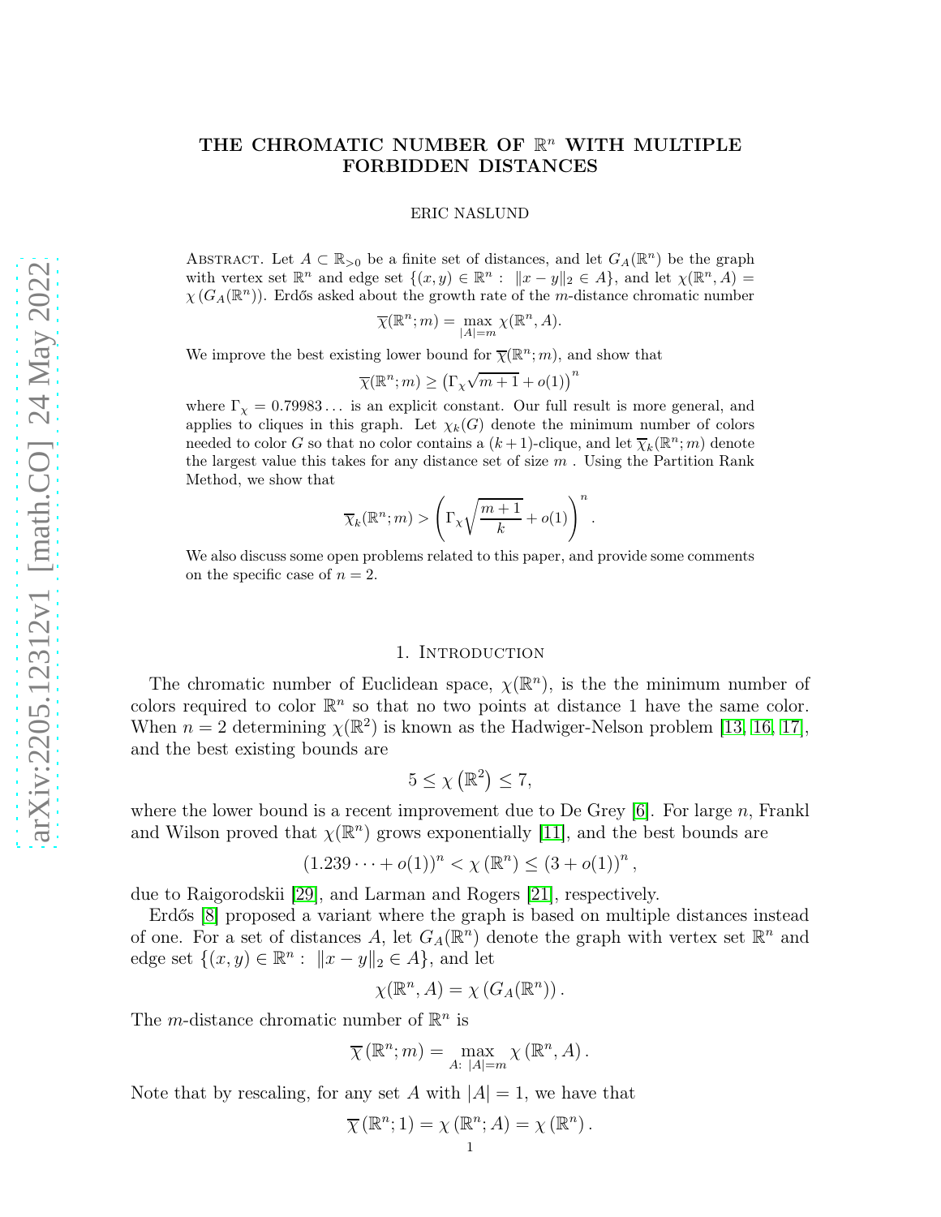# THE CHROMATIC NUMBER OF $\mathbb{R}^n$ WITH MULTIPLE FORBIDDEN DISTANCES

ERIC NASLUND

ABSTRACT. Let $A \subset \mathbb{R}_{>0}$ be a finite set of distances, and let $G_A(\mathbb{R}^n)$ be the graph with vertex set $\mathbb{R}^n$ and edge set $\{(x, y) \in \mathbb{R}^n : \|x - y\|_2 \in A\}$, and let $\chi(\mathbb{R}^n, A) = \chi(G_A(\mathbb{R}^n))$. Erdős asked about the growth rate of the $m$-distance chromatic number

$$\overline{\chi}(\mathbb{R}^n; m) = \max_{|A|=m} \chi(\mathbb{R}^n, A).$$

We improve the best existing lower bound for $\overline{\chi}(\mathbb{R}^n; m)$, and show that

$$\overline{\chi}(\mathbb{R}^n; m) \geq \left(\Gamma_\chi \sqrt{m+1} + o(1)\right)^n$$

where $\Gamma_\chi = 0.79983\dots$ is an explicit constant. Our full result is more general, and applies to cliques in this graph. Let $\chi_k(G)$ denote the minimum number of colors needed to color $G$ so that no color contains a $(k+1)$-clique, and let $\overline{\chi}_k(\mathbb{R}^n; m)$ denote the largest value this takes for any distance set of size $m$. Using the Partition Rank Method, we show that

$$\overline{\chi}_k(\mathbb{R}^n; m) > \left(\Gamma_\chi \sqrt{\frac{m+1}{k}} + o(1)\right)^n.$$

We also discuss some open problems related to this paper, and provide some comments on the specific case of $n = 2$.

## 1. Introduction

The chromatic number of Euclidean space, $\chi(\mathbb{R}^n)$, is the the minimum number of colors required to color $\mathbb{R}^n$ so that no two points at distance 1 have the same color. When $n = 2$ determining $\chi(\mathbb{R}^2)$ is known as the Hadwiger-Nelson problem [13, 16, 17], and the best existing bounds are

$$5 \leq \chi\left(\mathbb{R}^2\right) \leq 7,$$

where the lower bound is a recent improvement due to De Grey [6]. For large $n$, Frankl and Wilson proved that $\chi(\mathbb{R}^n)$ grows exponentially [11], and the best bounds are

$$(1.239\dots + o(1))^n < \chi\left(\mathbb{R}^n\right) \leq (3 + o(1))^n,$$

due to Raigorodskii [29], and Larman and Rogers [21], respectively.

Erdős [8] proposed a variant where the graph is based on multiple distances instead of one. For a set of distances $A$, let $G_A(\mathbb{R}^n)$ denote the graph with vertex set $\mathbb{R}^n$ and edge set $\{(x, y) \in \mathbb{R}^n : \|x - y\|_2 \in A\}$, and let

$$\chi(\mathbb{R}^n, A) = \chi\left(G_A(\mathbb{R}^n)\right).$$

The $m$-distance chromatic number of $\mathbb{R}^n$ is

$$\overline{\chi}\left(\mathbb{R}^n; m\right) = \max_{A:\ |A|=m} \chi\left(\mathbb{R}^n, A\right).$$

Note that by rescaling, for any set $A$ with $|A| = 1$, we have that

$$\overline{\chi}\left(\mathbb{R}^n; 1\right) = \chi\left(\mathbb{R}^n; A\right) = \chi\left(\mathbb{R}^n\right).$$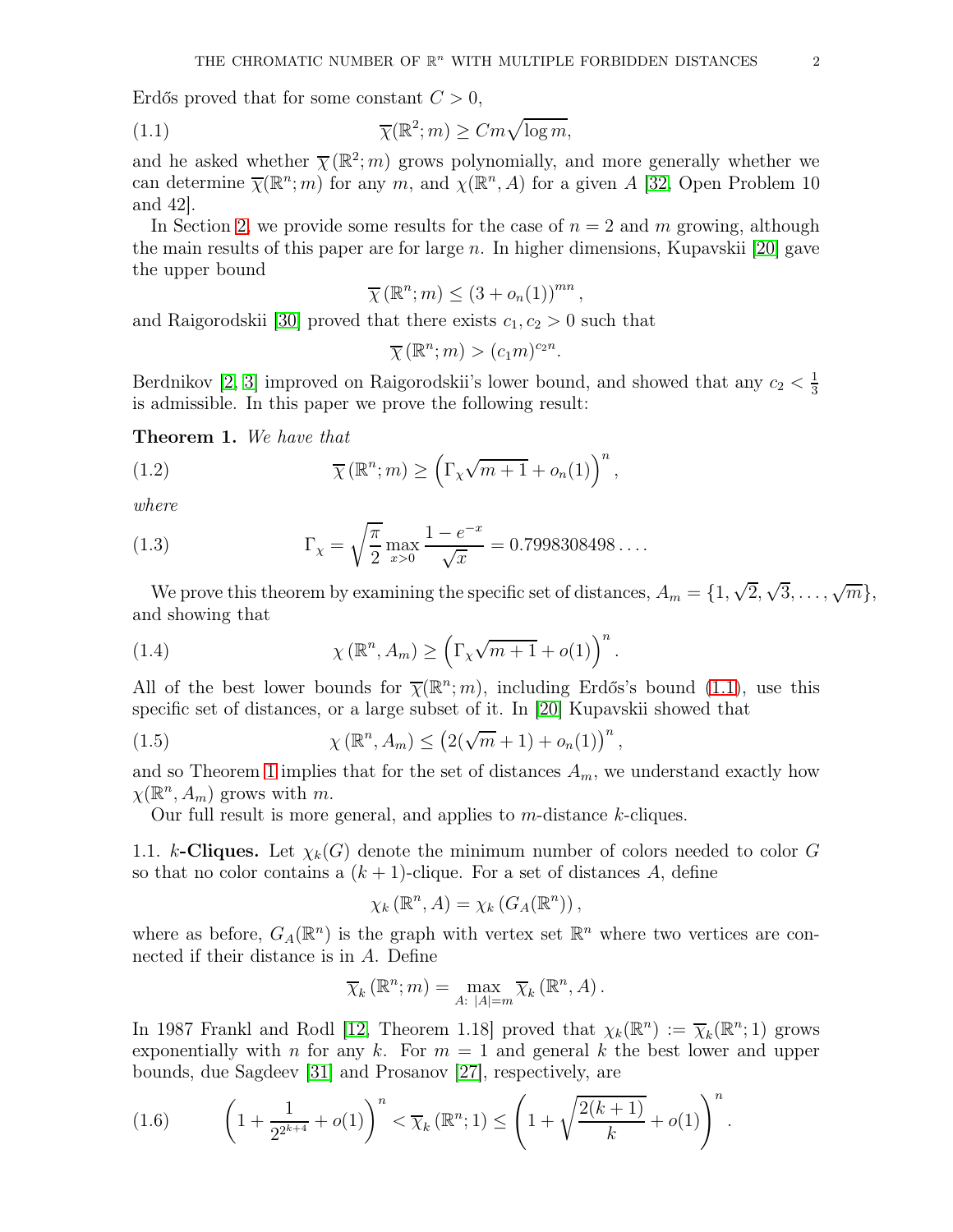Erdős proved that for some constant $C > 0$,

$$\overline{\chi}(\mathbb{R}^2; m) \geq Cm\sqrt{\log m}, \tag{1.1}$$

and he asked whether $\overline{\chi}(\mathbb{R}^2; m)$ grows polynomially, and more generally whether we can determine $\overline{\chi}(\mathbb{R}^n; m)$ for any $m$, and $\chi(\mathbb{R}^n, A)$ for a given $A$ [32, Open Problem 10 and 42].

In Section 2, we provide some results for the case of $n = 2$ and $m$ growing, although the main results of this paper are for large $n$. In higher dimensions, Kupavskii [20] gave the upper bound

$$\overline{\chi}(\mathbb{R}^n; m) \leq (3 + o_n(1))^{mn},$$

and Raigorodskii [30] proved that there exists $c_1, c_2 > 0$ such that

$$\overline{\chi}(\mathbb{R}^n; m) > (c_1 m)^{c_2 n}.$$

Berdnikov [2, 3] improved on Raigorodskii's lower bound, and showed that any $c_2 < \frac{1}{3}$ is admissible. In this paper we prove the following result:

**Theorem 1.** *We have that*

$$\overline{\chi}(\mathbb{R}^n; m) \geq \left(\Gamma_\chi \sqrt{m+1} + o_n(1)\right)^n, \tag{1.2}$$

*where*

$$\Gamma_\chi = \sqrt{\frac{\pi}{2}} \max_{x>0} \frac{1 - e^{-x}}{\sqrt{x}} = 0.7998308498\ldots. \tag{1.3}$$

We prove this theorem by examining the specific set of distances, $A_m = \{1, \sqrt{2}, \sqrt{3}, \ldots, \sqrt{m}\}$, and showing that

$$\chi(\mathbb{R}^n, A_m) \geq \left(\Gamma_\chi \sqrt{m+1} + o(1)\right)^n. \tag{1.4}$$

All of the best lower bounds for $\overline{\chi}(\mathbb{R}^n; m)$, including Erdős's bound (1.1), use this specific set of distances, or a large subset of it. In [20] Kupavskii showed that

$$\chi(\mathbb{R}^n, A_m) \leq \left(2(\sqrt{m} + 1) + o_n(1)\right)^n, \tag{1.5}$$

and so Theorem 1 implies that for the set of distances $A_m$, we understand exactly how $\chi(\mathbb{R}^n, A_m)$ grows with $m$.

Our full result is more general, and applies to $m$-distance $k$-cliques.

### 1.1. $k$-Cliques.

Let $\chi_k(G)$ denote the minimum number of colors needed to color $G$ so that no color contains a $(k+1)$-clique. For a set of distances $A$, define

$$\chi_k(\mathbb{R}^n, A) = \chi_k(G_A(\mathbb{R}^n)),$$

where as before, $G_A(\mathbb{R}^n)$ is the graph with vertex set $\mathbb{R}^n$ where two vertices are connected if their distance is in $A$. Define

$$\overline{\chi}_k(\mathbb{R}^n; m) = \max_{A:\ |A|=m} \overline{\chi}_k(\mathbb{R}^n, A).$$

In 1987 Frankl and Rodl [12, Theorem 1.18] proved that $\chi_k(\mathbb{R}^n) := \overline{\chi}_k(\mathbb{R}^n; 1)$ grows exponentially with $n$ for any $k$. For $m = 1$ and general $k$ the best lower and upper bounds, due Sagdeev [31] and Prosanov [27], respectively, are

$$\left(1 + \frac{1}{2^{2^{k+4}}} + o(1)\right)^n < \overline{\chi}_k(\mathbb{R}^n; 1) \leq \left(1 + \sqrt{\frac{2(k+1)}{k}} + o(1)\right)^n. \tag{1.6}$$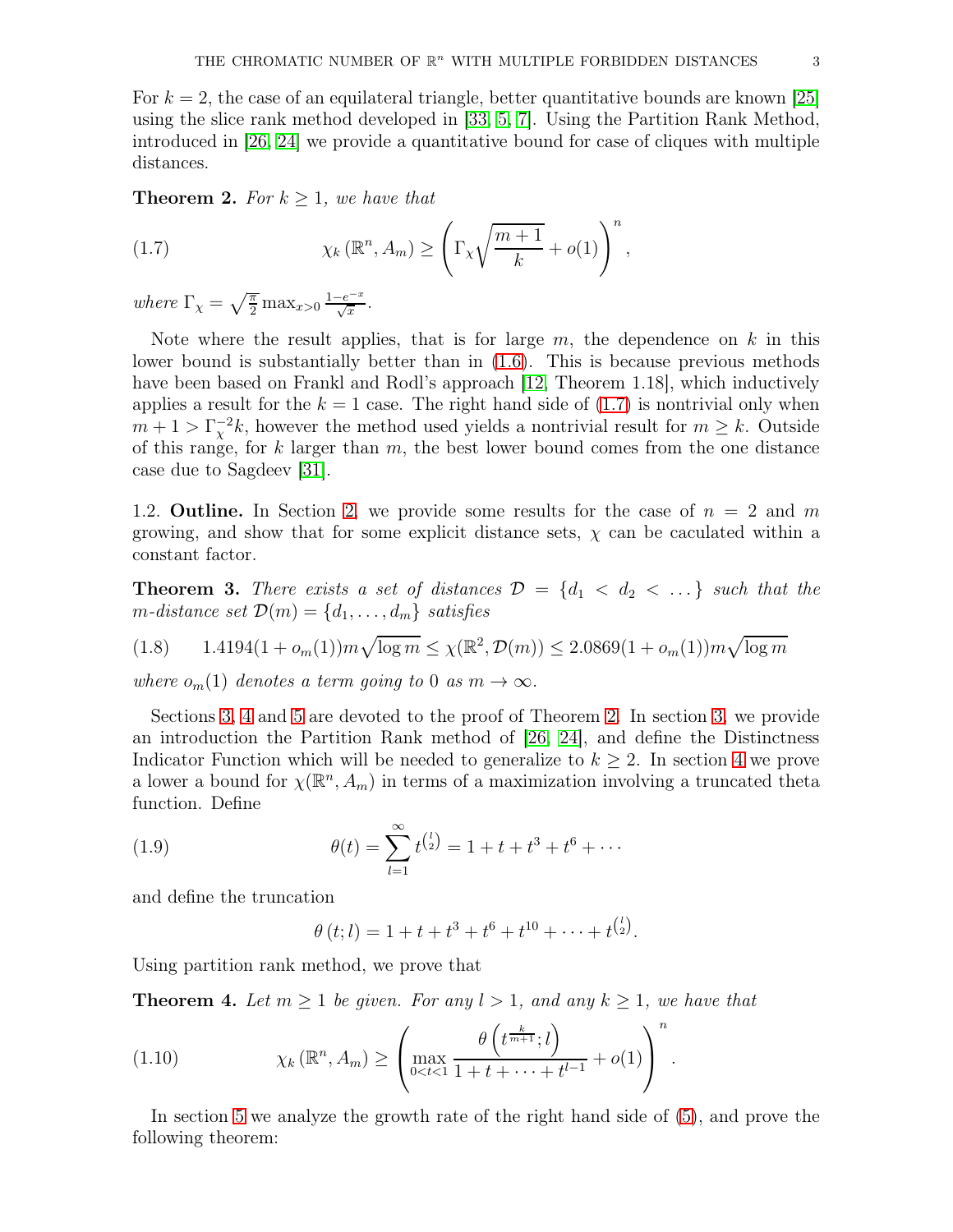For $k = 2$, the case of an equilateral triangle, better quantitative bounds are known [25] using the slice rank method developed in [33, 5, 7]. Using the Partition Rank Method, introduced in [26, 24] we provide a quantitative bound for case of cliques with multiple distances.

**Theorem 2.** *For $k \geq 1$, we have that*

$$\chi_k(\mathbb{R}^n, A_m) \geq \left(\Gamma_\chi \sqrt{\frac{m+1}{k}} + o(1)\right)^n, \tag{1.7}$$

*where $\Gamma_\chi = \sqrt{\frac{\pi}{2}} \max_{x>0} \frac{1-e^{-x}}{\sqrt{x}}$.*

Note where the result applies, that is for large $m$, the dependence on $k$ in this lower bound is substantially better than in (1.6). This is because previous methods have been based on Frankl and Rodl's approach [12, Theorem 1.18], which inductively applies a result for the $k = 1$ case. The right hand side of (1.7) is nontrivial only when $m + 1 > \Gamma_\chi^{-2} k$, however the method used yields a nontrivial result for $m \geq k$. Outside of this range, for $k$ larger than $m$, the best lower bound comes from the one distance case due to Sagdeev [31].

1.2. **Outline.** In Section 2, we provide some results for the case of $n = 2$ and $m$ growing, and show that for some explicit distance sets, $\chi$ can be caculated within a constant factor.

**Theorem 3.** *There exists a set of distances $\mathcal{D} = \{d_1 < d_2 < \ldots\}$ such that the $m$-distance set $\mathcal{D}(m) = \{d_1, \ldots, d_m\}$ satisfies*

$$1.4194(1 + o_m(1))m\sqrt{\log m} \leq \chi(\mathbb{R}^2, \mathcal{D}(m)) \leq 2.0869(1 + o_m(1))m\sqrt{\log m} \tag{1.8}$$

*where $o_m(1)$ denotes a term going to $0$ as $m \to \infty$.*

Sections 3, 4 and 5 are devoted to the proof of Theorem 2. In section 3, we provide an introduction the Partition Rank method of [26, 24], and define the Distinctness Indicator Function which will be needed to generalize to $k \geq 2$. In section 4 we prove a lower a bound for $\chi(\mathbb{R}^n, A_m)$ in terms of a maximization involving a truncated theta function. Define

$$\theta(t) = \sum_{l=1}^{\infty} t^{\binom{l}{2}} = 1 + t + t^3 + t^6 + \cdots \tag{1.9}$$

and define the truncation

$$\theta(t; l) = 1 + t + t^3 + t^6 + t^{10} + \cdots + t^{\binom{l}{2}}.$$

Using partition rank method, we prove that

**Theorem 4.** *Let $m \geq 1$ be given. For any $l > 1$, and any $k \geq 1$, we have that*

$$\chi_k(\mathbb{R}^n, A_m) \geq \left(\max_{0<t<1} \frac{\theta\left(t^{\frac{k}{m+1}}; l\right)}{1 + t + \cdots + t^{l-1}} + o(1)\right)^n. \tag{1.10}$$

In section 5 we analyze the growth rate of the right hand side of (5), and prove the following theorem: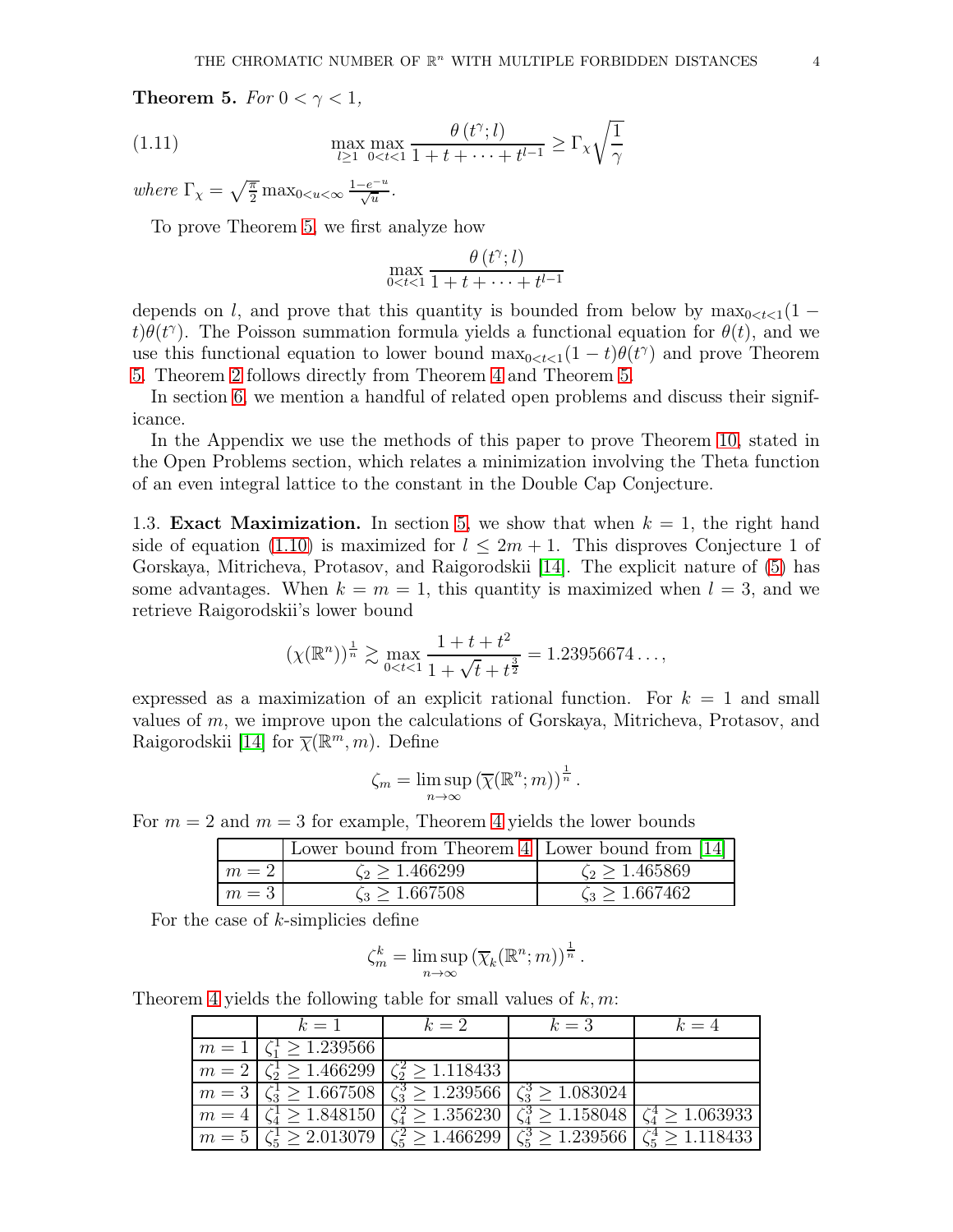**Theorem 5.** *For $0 < \gamma < 1$,*

$$\max_{l\geq 1}\max_{0<t<1}\frac{\theta\left(t^{\gamma};l\right)}{1+t+\cdots+t^{l-1}}\geq \Gamma_{\chi}\sqrt{\frac{1}{\gamma}} \tag{1.11}$$

*where* $\Gamma_{\chi}=\sqrt{\frac{\pi}{2}}\max_{0<u<\infty}\frac{1-e^{-u}}{\sqrt{u}}$.

To prove Theorem 5, we first analyze how

$$\max_{0<t<1}\frac{\theta\left(t^{\gamma};l\right)}{1+t+\cdots+t^{l-1}}$$

depends on $l$, and prove that this quantity is bounded from below by $\max_{0<t<1}(1-t)\theta(t^{\gamma})$. The Poisson summation formula yields a functional equation for $\theta(t)$, and we use this functional equation to lower bound $\max_{0<t<1}(1-t)\theta(t^{\gamma})$ and prove Theorem 5. Theorem 2 follows directly from Theorem 4 and Theorem 5.

In section 6, we mention a handful of related open problems and discuss their significance.

In the Appendix we use the methods of this paper to prove Theorem 10, stated in the Open Problems section, which relates a minimization involving the Theta function of an even integral lattice to the constant in the Double Cap Conjecture.

1.3. **Exact Maximization.** In section 5, we show that when $k=1$, the right hand side of equation (1.10) is maximized for $l\leq 2m+1$. This disproves Conjecture 1 of Gorskaya, Mitricheva, Protasov, and Raigorodskii [14]. The explicit nature of (5) has some advantages. When $k=m=1$, this quantity is maximized when $l=3$, and we retrieve Raigorodskii's lower bound

$$\left(\chi(\mathbb{R}^n)\right)^{\frac{1}{n}}\gtrsim \max_{0<t<1}\frac{1+t+t^2}{1+\sqrt{t}+t^{\frac{3}{2}}}=1.23956674\ldots,$$

expressed as a maximization of an explicit rational function. For $k=1$ and small values of $m$, we improve upon the calculations of Gorskaya, Mitricheva, Protasov, and Raigorodskii [14] for $\overline{\chi}(\mathbb{R}^m,m)$. Define

$$\zeta_m=\limsup_{n\to\infty}\left(\overline{\chi}(\mathbb{R}^n;m)\right)^{\frac{1}{n}}.$$

For $m=2$ and $m=3$ for example, Theorem 4 yields the lower bounds

| | Lower bound from Theorem 4 | Lower bound from [14] |
|---|---|---|
| $m=2$ | $\zeta_2\geq 1.466299$ | $\zeta_2\geq 1.465869$ |
| $m=3$ | $\zeta_3\geq 1.667508$ | $\zeta_3\geq 1.667462$ |

For the case of $k$-simplicies define

$$\zeta_m^k=\limsup_{n\to\infty}\left(\overline{\chi}_k(\mathbb{R}^n;m)\right)^{\frac{1}{n}}.$$

Theorem 4 yields the following table for small values of $k,m$:

| | $k=1$ | $k=2$ | $k=3$ | $k=4$ |
|---|---|---|---|---|
| $m=1$ | $\zeta_1^1\geq 1.239566$ | | | |
| $m=2$ | $\zeta_2^1\geq 1.466299$ | $\zeta_2^2\geq 1.118433$ | | |
| $m=3$ | $\zeta_3^1\geq 1.667508$ | $\zeta_3^3\geq 1.239566$ | $\zeta_3^3\geq 1.083024$ | |
| $m=4$ | $\zeta_4^1\geq 1.848150$ | $\zeta_4^2\geq 1.356230$ | $\zeta_4^3\geq 1.158048$ | $\zeta_4^4\geq 1.063933$ |
| $m=5$ | $\zeta_5^1\geq 2.013079$ | $\zeta_5^2\geq 1.466299$ | $\zeta_5^3\geq 1.239566$ | $\zeta_5^4\geq 1.118433$ |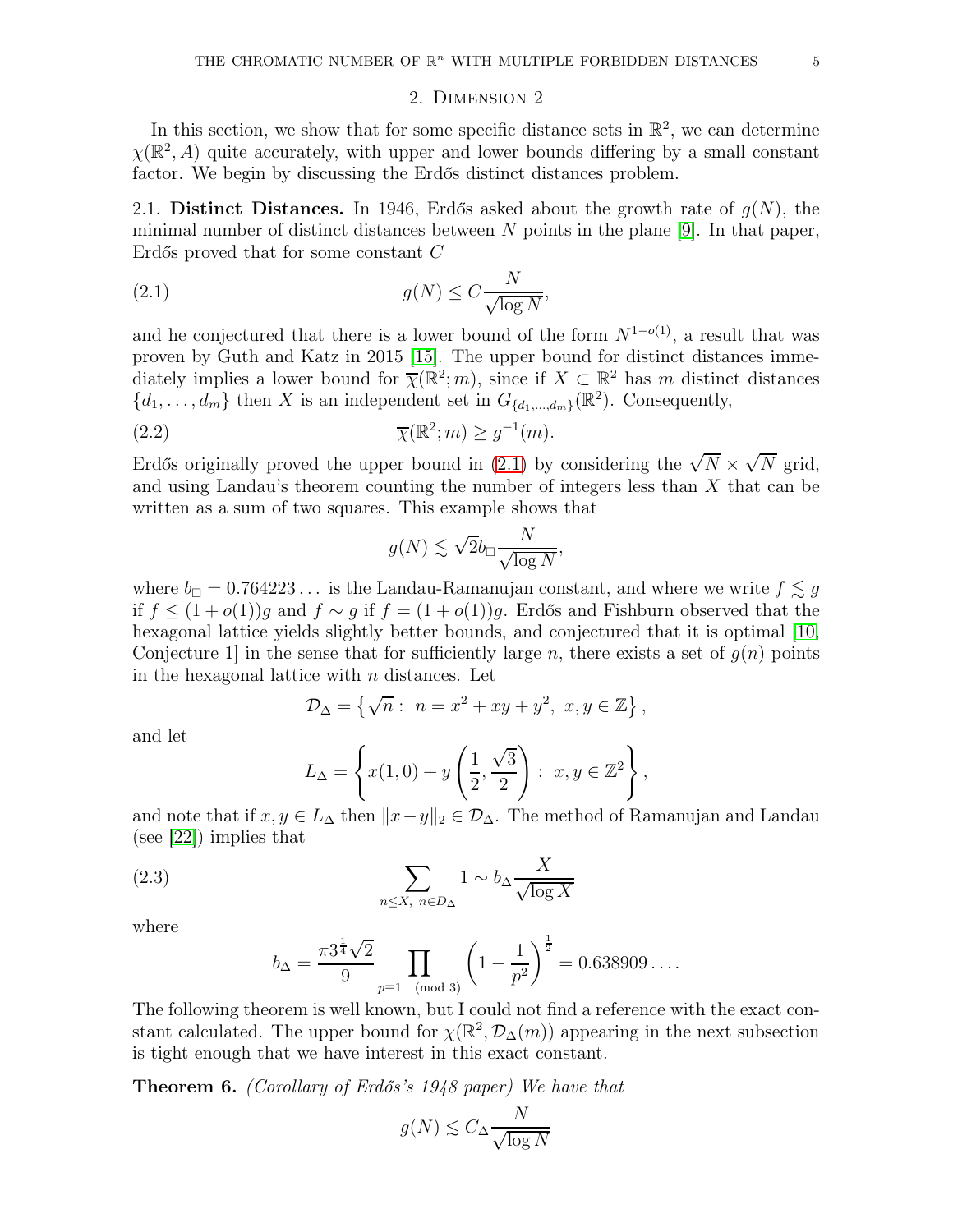## 2. Dimension 2

In this section, we show that for some specific distance sets in $\mathbb{R}^2$, we can determine $\chi(\mathbb{R}^2, A)$ quite accurately, with upper and lower bounds differing by a small constant factor. We begin by discussing the Erdős distinct distances problem.

2.1. **Distinct Distances.** In 1946, Erdős asked about the growth rate of $g(N)$, the minimal number of distinct distances between $N$ points in the plane [9]. In that paper, Erdős proved that for some constant $C$

$$g(N) \leq C\frac{N}{\sqrt{\log N}}, \tag{2.1}$$

and he conjectured that there is a lower bound of the form $N^{1-o(1)}$, a result that was proven by Guth and Katz in 2015 [15]. The upper bound for distinct distances immediately implies a lower bound for $\overline{\chi}(\mathbb{R}^2;m)$, since if $X \subset \mathbb{R}^2$ has $m$ distinct distances $\{d_1, \ldots, d_m\}$ then $X$ is an independent set in $G_{\{d_1,\ldots,d_m\}}(\mathbb{R}^2)$. Consequently,

$$\overline{\chi}(\mathbb{R}^2;m) \geq g^{-1}(m). \tag{2.2}$$

Erdős originally proved the upper bound in (2.1) by considering the $\sqrt{N} \times \sqrt{N}$ grid, and using Landau's theorem counting the number of integers less than $X$ that can be written as a sum of two squares. This example shows that

$$g(N) \lesssim \sqrt{2} b_{\square} \frac{N}{\sqrt{\log N}},$$

where $b_{\square} = 0.764223\ldots$ is the Landau-Ramanujan constant, and where we write $f \lesssim g$ if $f \leq (1+o(1))g$ and $f \sim g$ if $f = (1+o(1))g$. Erdős and Fishburn observed that the hexagonal lattice yields slightly better bounds, and conjectured that it is optimal [10, Conjecture 1] in the sense that for sufficiently large $n$, there exists a set of $g(n)$ points in the hexagonal lattice with $n$ distances. Let

$$\mathcal{D}_{\Delta} = \left\{ \sqrt{n} : \ n = x^2 + xy + y^2, \ x, y \in \mathbb{Z} \right\},$$

and let

$$L_{\Delta} = \left\{ x(1,0) + y\left(\frac{1}{2}, \frac{\sqrt{3}}{2}\right) : \ x, y \in \mathbb{Z}^2 \right\},$$

and note that if $x, y \in L_{\Delta}$ then $\|x - y\|_2 \in \mathcal{D}_{\Delta}$. The method of Ramanujan and Landau (see [22]) implies that

$$\sum_{n \leq X, \ n \in D_{\Delta}} 1 \sim b_{\Delta} \frac{X}{\sqrt{\log X}} \tag{2.3}$$

where

$$b_{\Delta} = \frac{\pi 3^{\frac{1}{4}} \sqrt{2}}{9} \prod_{p \equiv 1 \pmod 3} \left(1 - \frac{1}{p^2}\right)^{\frac{1}{2}} = 0.638909\ldots.$$

The following theorem is well known, but I could not find a reference with the exact constant calculated. The upper bound for $\chi(\mathbb{R}^2, \mathcal{D}_{\Delta}(m))$ appearing in the next subsection is tight enough that we have interest in this exact constant.

**Theorem 6.** *(Corollary of Erdős's 1948 paper) We have that*

$$g(N) \lesssim C_{\Delta} \frac{N}{\sqrt{\log N}}$$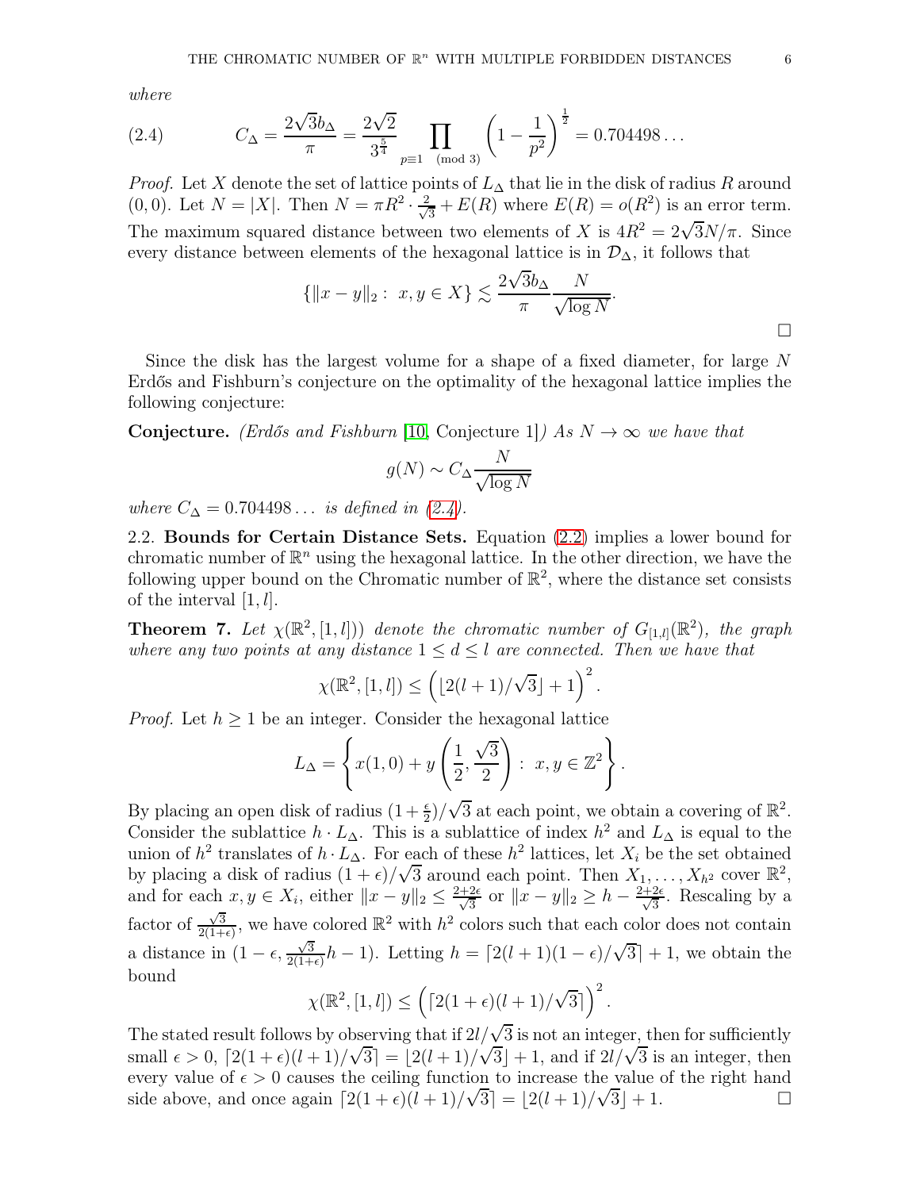*where*

$$C_\Delta = \frac{2\sqrt{3}b_\Delta}{\pi} = \frac{2\sqrt{2}}{3^{\frac{5}{4}}} \prod_{p\equiv 1 \pmod 3} \left(1 - \frac{1}{p^2}\right)^{\frac{1}{2}} = 0.704498\ldots \tag{2.4}$$

*Proof.* Let $X$ denote the set of lattice points of $L_\Delta$ that lie in the disk of radius $R$ around $(0,0)$. Let $N = |X|$. Then $N = \pi R^2 \cdot \frac{2}{\sqrt{3}} + E(R)$ where $E(R) = o(R^2)$ is an error term. The maximum squared distance between two elements of $X$ is $4R^2 = 2\sqrt{3}N/\pi$. Since every distance between elements of the hexagonal lattice is in $\mathcal{D}_\Delta$, it follows that

$$\{\|x-y\|_2 : \ x, y \in X\} \lesssim \frac{2\sqrt{3}b_\Delta}{\pi} \frac{N}{\sqrt{\log N}}.$$

□

Since the disk has the largest volume for a shape of a fixed diameter, for large $N$ Erdős and Fishburn's conjecture on the optimality of the hexagonal lattice implies the following conjecture:

**Conjecture.** *(Erdős and Fishburn* [10, Conjecture 1]*) As $N \to \infty$ we have that*

$$g(N) \sim C_\Delta \frac{N}{\sqrt{\log N}}$$

*where $C_\Delta = 0.704498\ldots$ is defined in (2.4).*

2.2. **Bounds for Certain Distance Sets.** Equation (2.2) implies a lower bound for chromatic number of $\mathbb{R}^n$ using the hexagonal lattice. In the other direction, we have the following upper bound on the Chromatic number of $\mathbb{R}^2$, where the distance set consists of the interval $[1, l]$.

**Theorem 7.** *Let $\chi(\mathbb{R}^2, [1, l]))$ denote the chromatic number of $G_{[1,l]}(\mathbb{R}^2)$, the graph where any two points at any distance $1 \le d \le l$ are connected. Then we have that*

$$\chi(\mathbb{R}^2, [1, l]) \le \left(\lfloor 2(l+1)/\sqrt{3} \rfloor + 1\right)^2.$$

*Proof.* Let $h \ge 1$ be an integer. Consider the hexagonal lattice

$$L_\Delta = \left\{ x(1,0) + y\left(\frac{1}{2}, \frac{\sqrt{3}}{2}\right) : \ x, y \in \mathbb{Z}^2 \right\}.$$

By placing an open disk of radius $(1 + \frac{\epsilon}{2})/\sqrt{3}$ at each point, we obtain a covering of $\mathbb{R}^2$. Consider the sublattice $h \cdot L_\Delta$. This is a sublattice of index $h^2$ and $L_\Delta$ is equal to the union of $h^2$ translates of $h \cdot L_\Delta$. For each of these $h^2$ lattices, let $X_i$ be the set obtained by placing a disk of radius $(1+\epsilon)/\sqrt{3}$ around each point. Then $X_1, \ldots, X_{h^2}$ cover $\mathbb{R}^2$, and for each $x, y \in X_i$, either $\|x-y\|_2 \le \frac{2+2\epsilon}{\sqrt{3}}$ or $\|x-y\|_2 \ge h - \frac{2+2\epsilon}{\sqrt{3}}$. Rescaling by a factor of $\frac{\sqrt{3}}{2(1+\epsilon)}$, we have colored $\mathbb{R}^2$ with $h^2$ colors such that each color does not contain a distance in $(1-\epsilon, \frac{\sqrt{3}}{2(1+\epsilon)}h - 1)$. Letting $h = \lceil 2(l+1)(1-\epsilon)/\sqrt{3}\rceil + 1$, we obtain the bound

$$\chi(\mathbb{R}^2, [1, l]) \le \left(\lceil 2(1+\epsilon)(l+1)/\sqrt{3}\rceil\right)^2.$$

The stated result follows by observing that if $2l/\sqrt{3}$ is not an integer, then for sufficiently small $\epsilon > 0$, $\lceil 2(1+\epsilon)(l+1)/\sqrt{3}\rceil = \lfloor 2(l+1)/\sqrt{3}\rfloor + 1$, and if $2l/\sqrt{3}$ is an integer, then every value of $\epsilon > 0$ causes the ceiling function to increase the value of the right hand side above, and once again $\lceil 2(1+\epsilon)(l+1)/\sqrt{3}\rceil = \lfloor 2(l+1)/\sqrt{3}\rfloor + 1$. □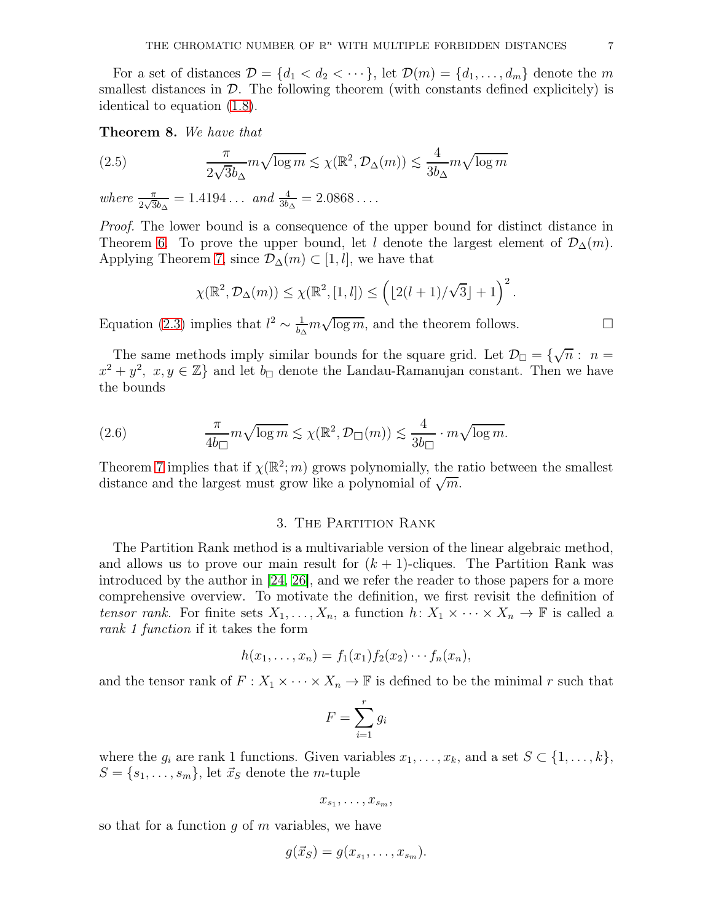For a set of distances $\mathcal{D} = \{d_1 < d_2 < \cdots\}$, let $\mathcal{D}(m) = \{d_1, \ldots, d_m\}$ denote the $m$ smallest distances in $\mathcal{D}$. The following theorem (with constants defined explicitely) is identical to equation (1.8).

**Theorem 8.** *We have that*

$$\frac{\pi}{2\sqrt{3}b_\Delta} m\sqrt{\log m} \lesssim \chi(\mathbb{R}^2, \mathcal{D}_\Delta(m)) \lesssim \frac{4}{3b_\Delta} m\sqrt{\log m} \tag{2.5}$$

*where* $\frac{\pi}{2\sqrt{3}b_\Delta} = 1.4194\ldots$ *and* $\frac{4}{3b_\Delta} = 2.0868\ldots$.

*Proof.* The lower bound is a consequence of the upper bound for distinct distance in Theorem 6. To prove the upper bound, let $l$ denote the largest element of $\mathcal{D}_\Delta(m)$. Applying Theorem 7, since $\mathcal{D}_\Delta(m) \subset [1, l]$, we have that

$$\chi(\mathbb{R}^2, \mathcal{D}_\Delta(m)) \leq \chi(\mathbb{R}^2, [1, l]) \leq \left(\lfloor 2(l+1)/\sqrt{3} \rfloor + 1\right)^2.$$

Equation (2.3) implies that $l^2 \sim \frac{1}{b_\Delta} m\sqrt{\log m}$, and the theorem follows. $\square$

The same methods imply similar bounds for the square grid. Let $\mathcal{D}_\square = \{\sqrt{n} : \ n = x^2 + y^2, \ x, y \in \mathbb{Z}\}$ and let $b_\square$ denote the Landau-Ramanujan constant. Then we have the bounds

$$\frac{\pi}{4b_\square} m\sqrt{\log m} \lesssim \chi(\mathbb{R}^2, \mathcal{D}_\square(m)) \lesssim \frac{4}{3b_\square} \cdot m\sqrt{\log m}. \tag{2.6}$$

Theorem 7 implies that if $\chi(\mathbb{R}^2; m)$ grows polynomially, the ratio between the smallest distance and the largest must grow like a polynomial of $\sqrt{m}$.

## 3. The Partition Rank

The Partition Rank method is a multivariable version of the linear algebraic method, and allows us to prove our main result for $(k+1)$-cliques. The Partition Rank was introduced by the author in [24, 26], and we refer the reader to those papers for a more comprehensive overview. To motivate the definition, we first revisit the definition of *tensor rank*. For finite sets $X_1, \ldots, X_n$, a function $h\colon X_1 \times \cdots \times X_n \to \mathbb{F}$ is called a *rank 1 function* if it takes the form

$$h(x_1, \ldots, x_n) = f_1(x_1) f_2(x_2) \cdots f_n(x_n),$$

and the tensor rank of $F : X_1 \times \cdots \times X_n \to \mathbb{F}$ is defined to be the minimal $r$ such that

$$F = \sum_{i=1}^{r} g_i$$

where the $g_i$ are rank 1 functions. Given variables $x_1, \ldots, x_k$, and a set $S \subset \{1, \ldots, k\}$, $S = \{s_1, \ldots, s_m\}$, let $\vec{x}_S$ denote the $m$-tuple

$$x_{s_1}, \ldots, x_{s_m},$$

so that for a function $g$ of $m$ variables, we have

$$g(\vec{x}_S) = g(x_{s_1}, \ldots, x_{s_m}).$$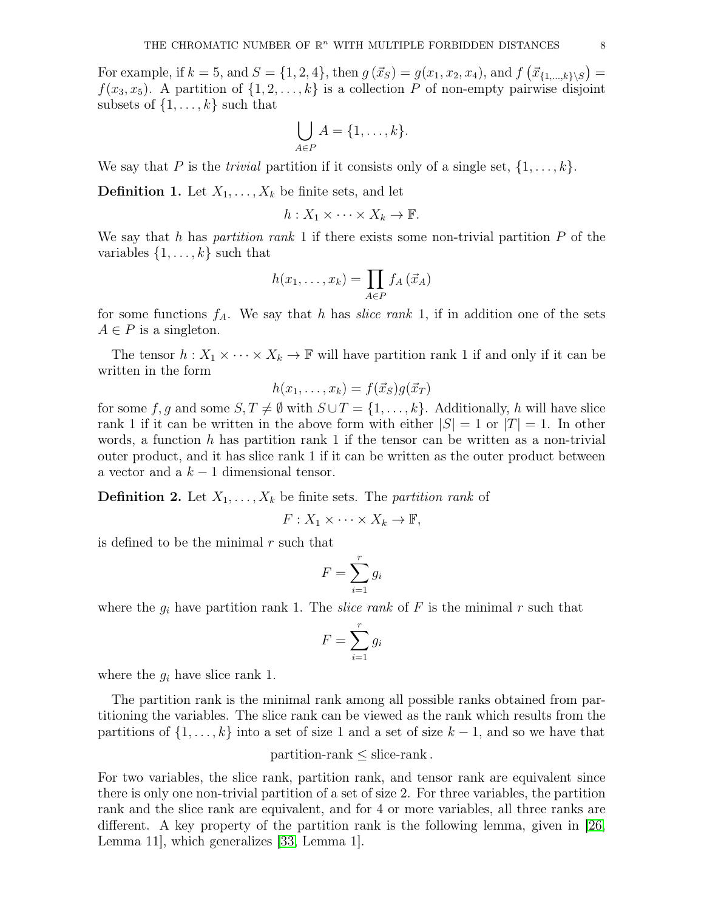For example, if $k = 5$, and $S = \{1, 2, 4\}$, then $g(\vec{x}_S) = g(x_1, x_2, x_4)$, and $f\left(\vec{x}_{\{1,\dots,k\}\setminus S}\right) = f(x_3, x_5)$. A partition of $\{1, 2, \dots, k\}$ is a collection $P$ of non-empty pairwise disjoint subsets of $\{1, \dots, k\}$ such that

$$\bigcup_{A \in P} A = \{1, \dots, k\}.$$

We say that $P$ is the *trivial* partition if it consists only of a single set, $\{1, \dots, k\}$.

**Definition 1.** Let $X_1, \dots, X_k$ be finite sets, and let

$$h : X_1 \times \cdots \times X_k \to \mathbb{F}.$$

We say that $h$ has *partition rank* 1 if there exists some non-trivial partition $P$ of the variables $\{1, \dots, k\}$ such that

$$h(x_1, \dots, x_k) = \prod_{A \in P} f_A(\vec{x}_A)$$

for some functions $f_A$. We say that $h$ has *slice rank* 1, if in addition one of the sets $A \in P$ is a singleton.

The tensor $h : X_1 \times \cdots \times X_k \to \mathbb{F}$ will have partition rank 1 if and only if it can be written in the form

$$h(x_1, \dots, x_k) = f(\vec{x}_S)g(\vec{x}_T)$$

for some $f, g$ and some $S, T \neq \emptyset$ with $S \cup T = \{1, \dots, k\}$. Additionally, $h$ will have slice rank 1 if it can be written in the above form with either $|S| = 1$ or $|T| = 1$. In other words, a function $h$ has partition rank 1 if the tensor can be written as a non-trivial outer product, and it has slice rank 1 if it can be written as the outer product between a vector and a $k - 1$ dimensional tensor.

**Definition 2.** Let $X_1, \dots, X_k$ be finite sets. The *partition rank* of

$$F : X_1 \times \cdots \times X_k \to \mathbb{F},$$

is defined to be the minimal $r$ such that

$$F = \sum_{i=1}^{r} g_i$$

where the $g_i$ have partition rank 1. The *slice rank* of $F$ is the minimal $r$ such that

$$F = \sum_{i=1}^{r} g_i$$

where the $g_i$ have slice rank 1.

The partition rank is the minimal rank among all possible ranks obtained from partitioning the variables. The slice rank can be viewed as the rank which results from the partitions of $\{1, \dots, k\}$ into a set of size 1 and a set of size $k - 1$, and so we have that

$$\text{partition-rank} \leq \text{slice-rank}\,.$$

For two variables, the slice rank, partition rank, and tensor rank are equivalent since there is only one non-trivial partition of a set of size 2. For three variables, the partition rank and the slice rank are equivalent, and for 4 or more variables, all three ranks are different. A key property of the partition rank is the following lemma, given in [26, Lemma 11], which generalizes [33, Lemma 1].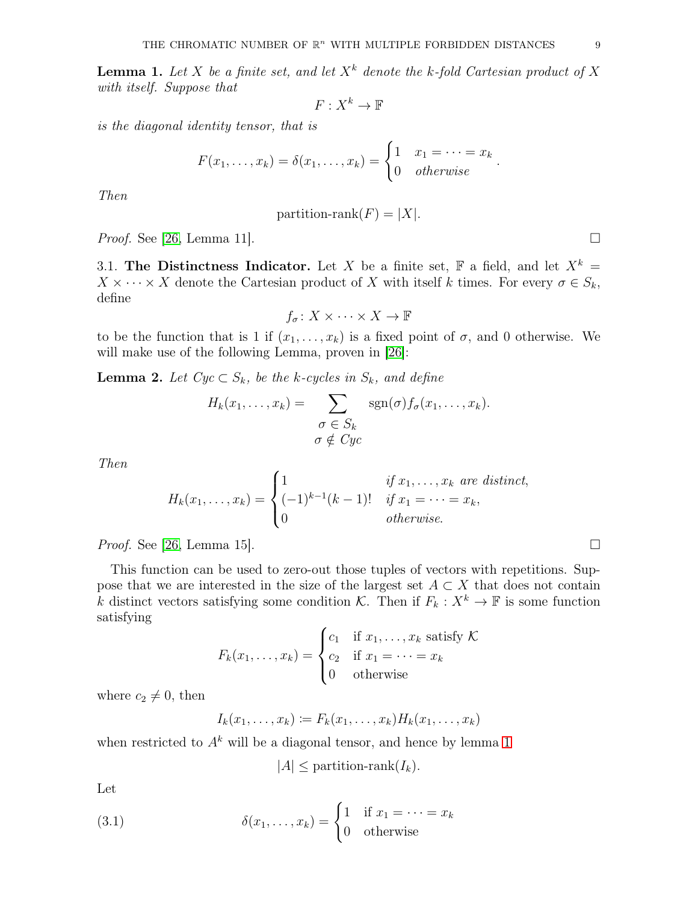**Lemma 1.** *Let $X$ be a finite set, and let $X^k$ denote the $k$-fold Cartesian product of $X$ with itself. Suppose that*

$$F : X^k \to \mathbb{F}$$

*is the diagonal identity tensor, that is*

$$F(x_1, \ldots, x_k) = \delta(x_1, \ldots, x_k) = \begin{cases} 1 & x_1 = \cdots = x_k \\ 0 & \text{otherwise} \end{cases}.$$

*Then*

$$\text{partition-rank}(F) = |X|.$$

*Proof.* See [26, Lemma 11]. □

3.1. **The Distinctness Indicator.** Let $X$ be a finite set, $\mathbb{F}$ a field, and let $X^k = X \times \cdots \times X$ denote the Cartesian product of $X$ with itself $k$ times. For every $\sigma \in S_k$, define

$$f_\sigma \colon X \times \cdots \times X \to \mathbb{F}$$

to be the function that is 1 if $(x_1, \ldots, x_k)$ is a fixed point of $\sigma$, and 0 otherwise. We will make use of the following Lemma, proven in [26]:

**Lemma 2.** *Let $Cyc \subset S_k$, be the $k$-cycles in $S_k$, and define*

$$H_k(x_1, \ldots, x_k) = \sum_{\substack{\sigma \in S_k \\ \sigma \notin Cyc}} \text{sgn}(\sigma) f_\sigma(x_1, \ldots, x_k).$$

*Then*

$$H_k(x_1, \ldots, x_k) = \begin{cases} 1 & \text{if } x_1, \ldots, x_k \text{ are distinct,} \\ (-1)^{k-1}(k-1)! & \text{if } x_1 = \cdots = x_k, \\ 0 & \text{otherwise.} \end{cases}$$

*Proof.* See [26, Lemma 15]. □

This function can be used to zero-out those tuples of vectors with repetitions. Suppose that we are interested in the size of the largest set $A \subset X$ that does not contain $k$ distinct vectors satisfying some condition $\mathcal{K}$. Then if $F_k : X^k \to \mathbb{F}$ is some function satisfying

$$F_k(x_1, \ldots, x_k) = \begin{cases} c_1 & \text{if } x_1, \ldots, x_k \text{ satisfy } \mathcal{K} \\ c_2 & \text{if } x_1 = \cdots = x_k \\ 0 & \text{otherwise} \end{cases}$$

where $c_2 \neq 0$, then

$$I_k(x_1, \ldots, x_k) \coloneqq F_k(x_1, \ldots, x_k) H_k(x_1, \ldots, x_k)$$

when restricted to $A^k$ will be a diagonal tensor, and hence by lemma 1

$$|A| \leq \text{partition-rank}(I_k).$$

Let

$$\delta(x_1, \ldots, x_k) = \begin{cases} 1 & \text{if } x_1 = \cdots = x_k \\ 0 & \text{otherwise} \end{cases} \tag{3.1}$$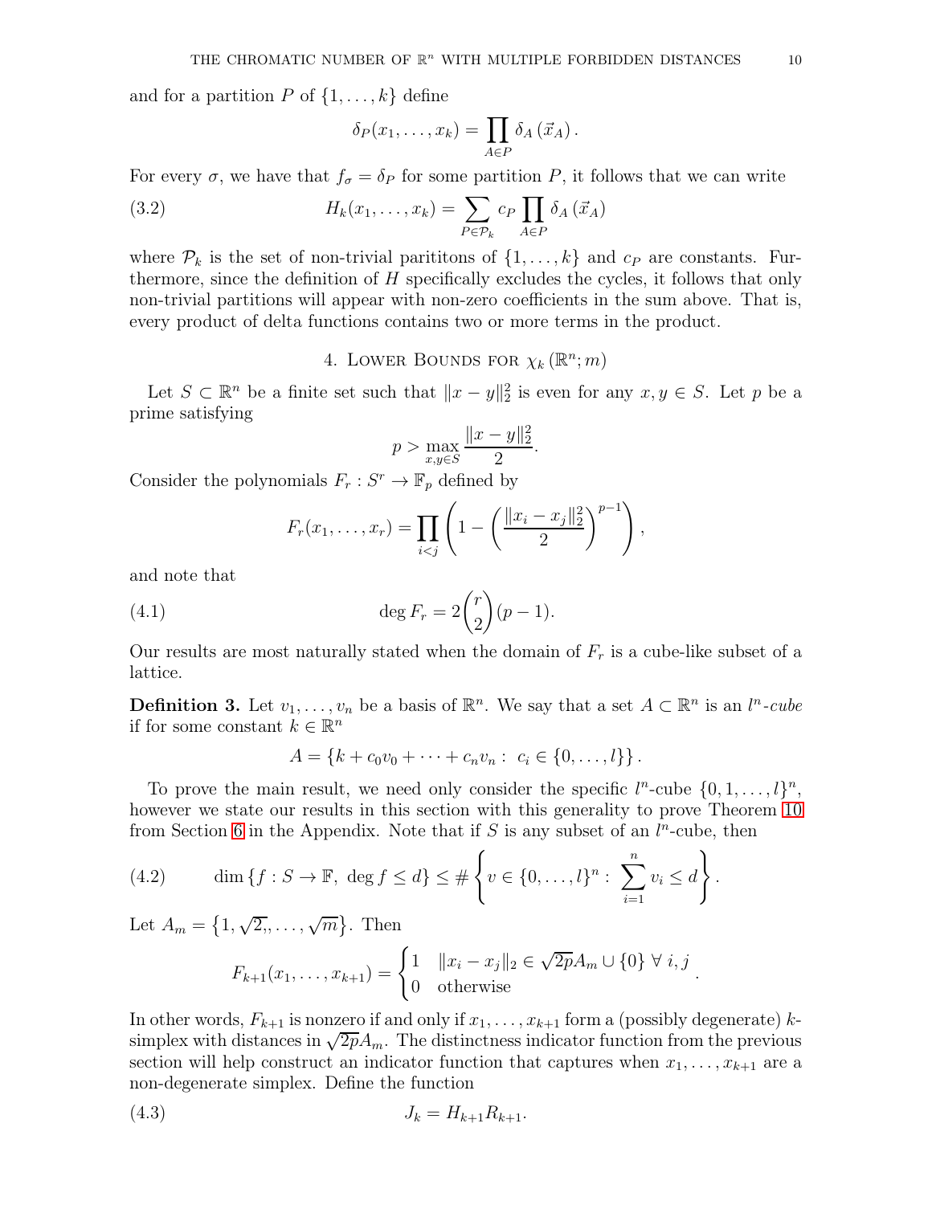and for a partition $P$ of $\{1, \ldots, k\}$ define

$$\delta_P(x_1, \ldots, x_k) = \prod_{A \in P} \delta_A(\vec{x}_A).$$

For every $\sigma$, we have that $f_\sigma = \delta_P$ for some partition $P$, it follows that we can write

$$H_k(x_1, \ldots, x_k) = \sum_{P \in \mathcal{P}_k} c_P \prod_{A \in P} \delta_A(\vec{x}_A) \tag{3.2}$$

where $\mathcal{P}_k$ is the set of non-trivial parititons of $\{1, \ldots, k\}$ and $c_P$ are constants. Furthermore, since the definition of $H$ specifically excludes the cycles, it follows that only non-trivial partitions will appear with non-zero coefficients in the sum above. That is, every product of delta functions contains two or more terms in the product.

## 4. Lower Bounds for $\chi_k(\mathbb{R}^n; m)$

Let $S \subset \mathbb{R}^n$ be a finite set such that $\|x - y\|_2^2$ is even for any $x, y \in S$. Let $p$ be a prime satisfying

$$p > \max_{x,y \in S} \frac{\|x - y\|_2^2}{2}.$$

Consider the polynomials $F_r : S^r \to \mathbb{F}_p$ defined by

$$F_r(x_1, \ldots, x_r) = \prod_{i<j} \left(1 - \left(\frac{\|x_i - x_j\|_2^2}{2}\right)^{p-1}\right),$$

and note that

$$\deg F_r = 2\binom{r}{2}(p-1). \tag{4.1}$$

Our results are most naturally stated when the domain of $F_r$ is a cube-like subset of a lattice.

**Definition 3.** Let $v_1, \ldots, v_n$ be a basis of $\mathbb{R}^n$. We say that a set $A \subset \mathbb{R}^n$ is an *$l^n$-cube* if for some constant $k \in \mathbb{R}^n$

$$A = \{k + c_0 v_0 + \cdots + c_n v_n : \ c_i \in \{0, \ldots, l\}\}.$$

To prove the main result, we need only consider the specific $l^n$-cube $\{0, 1, \ldots, l\}^n$, however we state our results in this section with this generality to prove Theorem 10 from Section 6 in the Appendix. Note that if $S$ is any subset of an $l^n$-cube, then

$$\dim\{f : S \to \mathbb{F}, \ \deg f \le d\} \le \#\left\{v \in \{0, \ldots, l\}^n : \ \sum_{i=1}^n v_i \le d\right\}. \tag{4.2}$$

Let $A_m = \{1, \sqrt{2},, \ldots, \sqrt{m}\}$. Then

$$F_{k+1}(x_1, \ldots, x_{k+1}) = \begin{cases} 1 & \|x_i - x_j\|_2 \in \sqrt{2p}A_m \cup \{0\} \ \forall \ i, j \\ 0 & \text{otherwise} \end{cases}.$$

In other words, $F_{k+1}$ is nonzero if and only if $x_1, \ldots, x_{k+1}$ form a (possibly degenerate) $k$-simplex with distances in $\sqrt{2p}A_m$. The distinctness indicator function from the previous section will help construct an indicator function that captures when $x_1, \ldots, x_{k+1}$ are a non-degenerate simplex. Define the function

$$J_k = H_{k+1} R_{k+1}. \tag{4.3}$$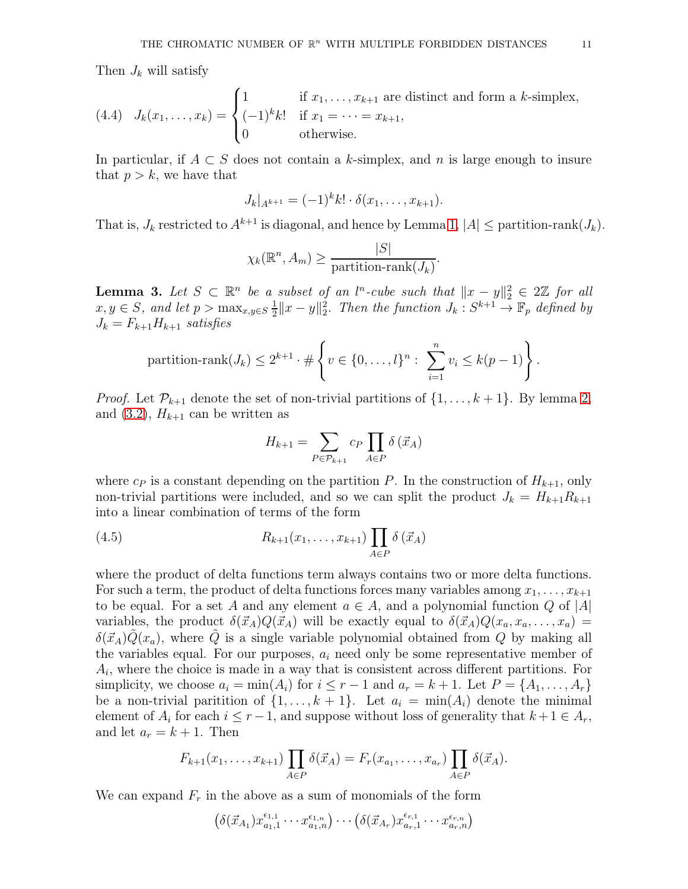Then $J_k$ will satisfy

$$
(4.4) \quad J_k(x_1, \dots, x_k) = \begin{cases} 1 & \text{if } x_1, \dots, x_{k+1} \text{ are distinct and form a } k\text{-simplex,} \\ (-1)^k k! & \text{if } x_1 = \cdots = x_{k+1}, \\ 0 & \text{otherwise.} \end{cases}
$$

In particular, if $A \subset S$ does not contain a $k$-simplex, and $n$ is large enough to insure that $p > k$, we have that

$$
J_k|_{A^{k+1}} = (-1)^k k! \cdot \delta(x_1, \dots, x_{k+1}).
$$

That is, $J_k$ restricted to $A^{k+1}$ is diagonal, and hence by Lemma 1, $|A| \leq \text{partition-rank}(J_k)$.

$$
\chi_k(\mathbb{R}^n, A_m) \geq \frac{|S|}{\text{partition-rank}(J_k)}.
$$

**Lemma 3.** *Let $S \subset \mathbb{R}^n$ be a subset of an $l^n$-cube such that $\|x - y\|_2^2 \in 2\mathbb{Z}$ for all $x, y \in S$, and let $p > \max_{x,y \in S} \frac{1}{2}\|x - y\|_2^2$. Then the function $J_k : S^{k+1} \to \mathbb{F}_p$ defined by $J_k = F_{k+1} H_{k+1}$ satisfies*

$$
\text{partition-rank}(J_k) \leq 2^{k+1} \cdot \# \left\{ v \in \{0, \dots, l\}^n : \sum_{i=1}^n v_i \leq k(p-1) \right\}.
$$

*Proof.* Let $\mathcal{P}_{k+1}$ denote the set of non-trivial partitions of $\{1, \dots, k+1\}$. By lemma 2, and (3.2), $H_{k+1}$ can be written as

$$
H_{k+1} = \sum_{P \in \mathcal{P}_{k+1}} c_P \prod_{A \in P} \delta\left(\vec{x}_A\right)
$$

where $c_P$ is a constant depending on the partition $P$. In the construction of $H_{k+1}$, only non-trivial partitions were included, and so we can split the product $J_k = H_{k+1} R_{k+1}$ into a linear combination of terms of the form

$$
(4.5) \qquad R_{k+1}(x_1, \dots, x_{k+1}) \prod_{A \in P} \delta\left(\vec{x}_A\right)
$$

where the product of delta functions term always contains two or more delta functions. For such a term, the product of delta functions forces many variables among $x_1, \dots, x_{k+1}$ to be equal. For a set $A$ and any element $a \in A$, and a polynomial function $Q$ of $|A|$ variables, the product $\delta(\vec{x}_A) Q(\vec{x}_A)$ will be exactly equal to $\delta(\vec{x}_A) Q(x_a, x_a, \dots, x_a) = \delta(\vec{x}_A) \tilde{Q}(x_a)$, where $\tilde{Q}$ is a single variable polynomial obtained from $Q$ by making all the variables equal. For our purposes, $a_i$ need only be some representative member of $A_i$, where the choice is made in a way that is consistent across different partitions. For simplicity, we choose $a_i = \min(A_i)$ for $i \leq r-1$ and $a_r = k+1$. Let $P = \{A_1, \dots, A_r\}$ be a non-trivial paritition of $\{1, \dots, k+1\}$. Let $a_i = \min(A_i)$ denote the minimal element of $A_i$ for each $i \leq r-1$, and suppose without loss of generality that $k+1 \in A_r$, and let $a_r = k+1$. Then

$$
F_{k+1}(x_1, \dots, x_{k+1}) \prod_{A \in P} \delta(\vec{x}_A) = F_r(x_{a_1}, \dots, x_{a_r}) \prod_{A \in P} \delta(\vec{x}_A).
$$

We can expand $F_r$ in the above as a sum of monomials of the form

$$
\left(\delta(\vec{x}_{A_1}) x_{a_1,1}^{\epsilon_{1,1}} \cdots x_{a_1,n}^{\epsilon_{1,n}}\right) \cdots \left(\delta(\vec{x}_{A_r}) x_{a_r,1}^{\epsilon_{r,1}} \cdots x_{a_r,n}^{\epsilon_{r,n}}\right)
$$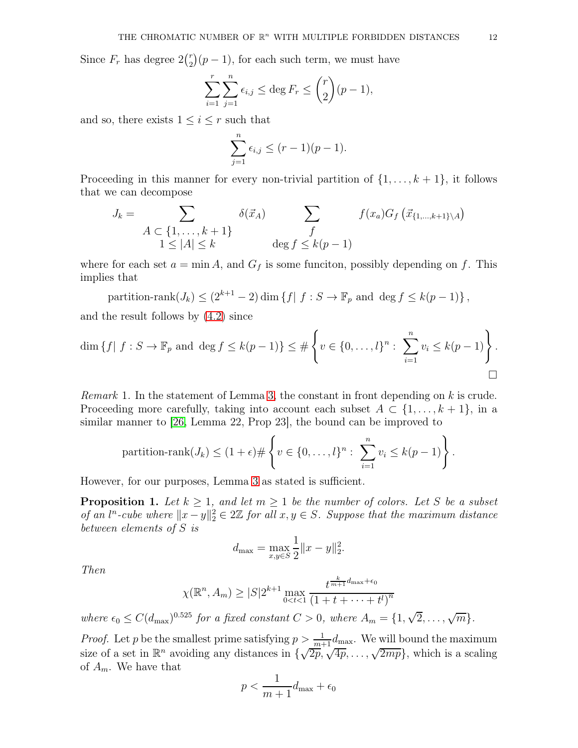Since $F_r$ has degree $2\binom{r}{2}(p-1)$, for each such term, we must have

$$\sum_{i=1}^{r}\sum_{j=1}^{n}\epsilon_{i,j} \leq \deg F_r \leq \binom{r}{2}(p-1),$$

and so, there exists $1 \leq i \leq r$ such that

$$\sum_{j=1}^{n}\epsilon_{i,j} \leq (r-1)(p-1).$$

Proceeding in this manner for every non-trivial partition of $\{1,\ldots,k+1\}$, it follows that we can decompose

$$J_k = \sum_{\substack{A \subset \{1,\ldots,k+1\} \\ 1 \leq |A| \leq k}} \delta(\vec{x}_A) \sum_{\substack{f \\ \deg f \leq k(p-1)}} f(x_a) G_f\left(\vec{x}_{\{1,\ldots,k+1\}\setminus A}\right)$$

where for each set $a = \min A$, and $G_f$ is some funciton, possibly depending on $f$. This implies that

$$\text{partition-rank}(J_k) \leq (2^{k+1}-2)\dim\{f |\ f : S \to \mathbb{F}_p \text{ and } \deg f \leq k(p-1)\},$$

and the result follows by (4.2) since

$$\dim\{f |\ f : S \to \mathbb{F}_p \text{ and } \deg f \leq k(p-1)\} \leq \#\left\{v \in \{0,\ldots,l\}^n : \ \sum_{i=1}^{n} v_i \leq k(p-1)\right\}.$$

□

*Remark* 1. In the statement of Lemma 3, the constant in front depending on $k$ is crude. Proceeding more carefully, taking into account each subset $A \subset \{1,\ldots,k+1\}$, in a similar manner to [26, Lemma 22, Prop 23], the bound can be improved to

$$\text{partition-rank}(J_k) \leq (1+\epsilon)\#\left\{v \in \{0,\ldots,l\}^n : \ \sum_{i=1}^{n} v_i \leq k(p-1)\right\}.$$

However, for our purposes, Lemma 3 as stated is sufficient.

**Proposition 1.** *Let $k \geq 1$, and let $m \geq 1$ be the number of colors. Let $S$ be a subset of an $l^n$-cube where $\|x-y\|_2^2 \in 2\mathbb{Z}$ for all $x, y \in S$. Suppose that the maximum distance between elements of $S$ is*

$$d_{\max} = \max_{x,y\in S}\frac{1}{2}\|x-y\|_2^2.$$

*Then*

$$\chi(\mathbb{R}^n, A_m) \geq |S| 2^{k+1} \max_{0<t<1}\frac{t^{\frac{k}{m+1}d_{\max}+\epsilon_0}}{\left(1+t+\cdots+t^l\right)^n}$$

*where $\epsilon_0 \leq C(d_{\max})^{0.525}$ for a fixed constant $C > 0$, where $A_m = \{1, \sqrt{2}, \ldots, \sqrt{m}\}$.*

*Proof.* Let $p$ be the smallest prime satisfying $p > \frac{1}{m+1}d_{\max}$. We will bound the maximum size of a set in $\mathbb{R}^n$ avoiding any distances in $\{\sqrt{2p}, \sqrt{4p}, \ldots, \sqrt{2mp}\}$, which is a scaling of $A_m$. We have that

$$p < \frac{1}{m+1}d_{\max} + \epsilon_0$$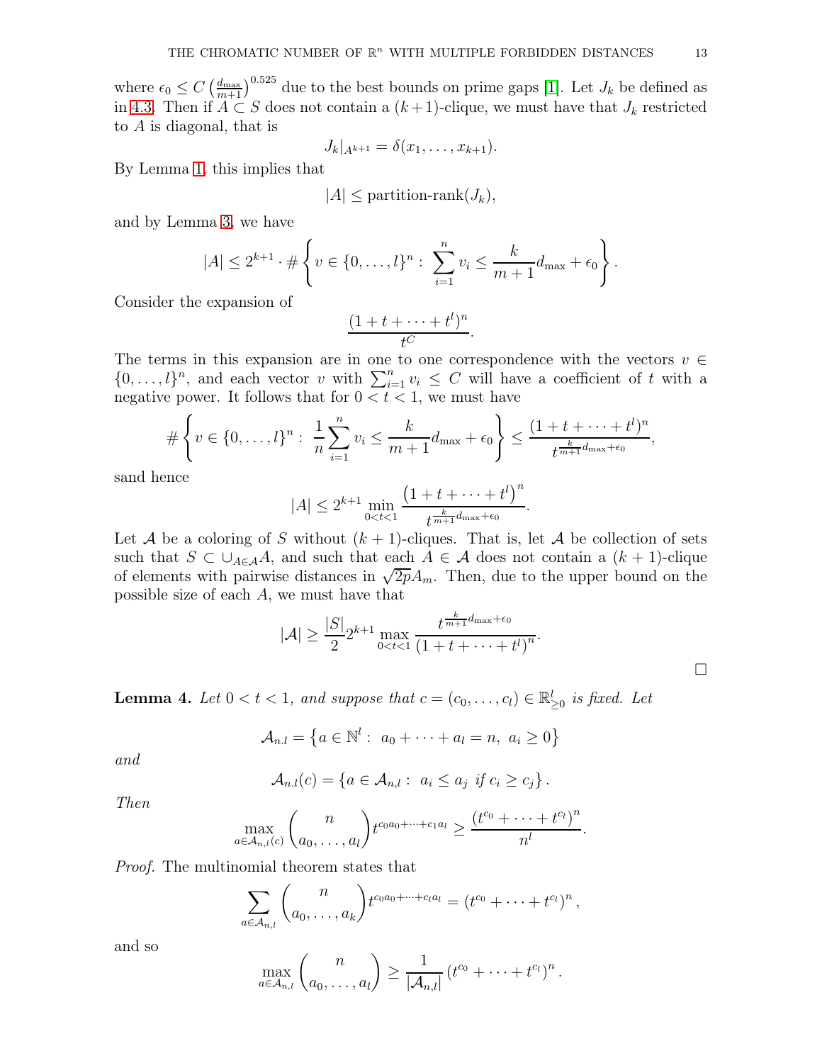where $\epsilon_0 \leq C\left(\frac{d_{\max}}{m+1}\right)^{0.525}$ due to the best bounds on prime gaps [1]. Let $J_k$ be defined as in 4.3. Then if $A \subset S$ does not contain a $(k+1)$-clique, we must have that $J_k$ restricted to $A$ is diagonal, that is

$$J_k|_{A^{k+1}} = \delta(x_1, \ldots, x_{k+1}).$$

By Lemma 1, this implies that

$$|A| \leq \text{partition-rank}(J_k),$$

and by Lemma 3, we have

$$|A| \leq 2^{k+1} \cdot \# \left\{ v \in \{0, \ldots, l\}^n : \sum_{i=1}^n v_i \leq \frac{k}{m+1} d_{\max} + \epsilon_0 \right\}.$$

Consider the expansion of

$$\frac{(1 + t + \cdots + t^l)^n}{t^C}.$$

The terms in this expansion are in one to one correspondence with the vectors $v \in \{0, \ldots, l\}^n$, and each vector $v$ with $\sum_{i=1}^n v_i \leq C$ will have a coefficient of $t$ with a negative power. It follows that for $0 < t < 1$, we must have

$$\# \left\{ v \in \{0, \ldots, l\}^n : \frac{1}{n} \sum_{i=1}^n v_i \leq \frac{k}{m+1} d_{\max} + \epsilon_0 \right\} \leq \frac{(1 + t + \cdots + t^l)^n}{t^{\frac{k}{m+1} d_{\max} + \epsilon_0}},$$

sand hence

$$|A| \leq 2^{k+1} \min_{0<t<1} \frac{\left(1 + t + \cdots + t^l\right)^n}{t^{\frac{k}{m+1} d_{\max} + \epsilon_0}}.$$

Let $\mathcal{A}$ be a coloring of $S$ without $(k+1)$-cliques. That is, let $\mathcal{A}$ be collection of sets such that $S \subset \cup_{A \in \mathcal{A}} A$, and such that each $A \in \mathcal{A}$ does not contain a $(k+1)$-clique of elements with pairwise distances in $\sqrt{2p} A_m$. Then, due to the upper bound on the possible size of each $A$, we must have that

$$|\mathcal{A}| \geq \frac{|S|}{2} 2^{k+1} \max_{0<t<1} \frac{t^{\frac{k}{m+1} d_{\max} + \epsilon_0}}{\left(1 + t + \cdots + t^l\right)^n}.$$

□

**Lemma 4.** *Let $0 < t < 1$, and suppose that $c = (c_0, \ldots, c_l) \in \mathbb{R}^l_{\geq 0}$ is fixed. Let*

$$\mathcal{A}_{n.l} = \left\{ a \in \mathbb{N}^l : \ a_0 + \cdots + a_l = n, \ a_i \geq 0 \right\}$$

*and*

$$\mathcal{A}_{n.l}(c) = \left\{ a \in \mathcal{A}_{n.l} : \ a_i \leq a_j \ \text{if } c_i \geq c_j \right\}.$$

*Then*

$$\max_{a \in \mathcal{A}_{n,l}(c)} \binom{n}{a_0, \ldots, a_l} t^{c_0 a_0 + \cdots + c_1 a_l} \geq \frac{(t^{c_0} + \cdots + t^{c_l})^n}{n^l}.$$

*Proof.* The multinomial theorem states that

$$\sum_{a \in \mathcal{A}_{n,l}} \binom{n}{a_0, \ldots, a_k} t^{c_0 a_0 + \cdots + c_l a_l} = \left(t^{c_0} + \cdots + t^{c_l}\right)^n,$$

and so

$$\max_{a \in \mathcal{A}_{n,l}} \binom{n}{a_0, \ldots, a_l} \geq \frac{1}{|\mathcal{A}_{n,l}|} \left(t^{c_0} + \cdots + t^{c_l}\right)^n.$$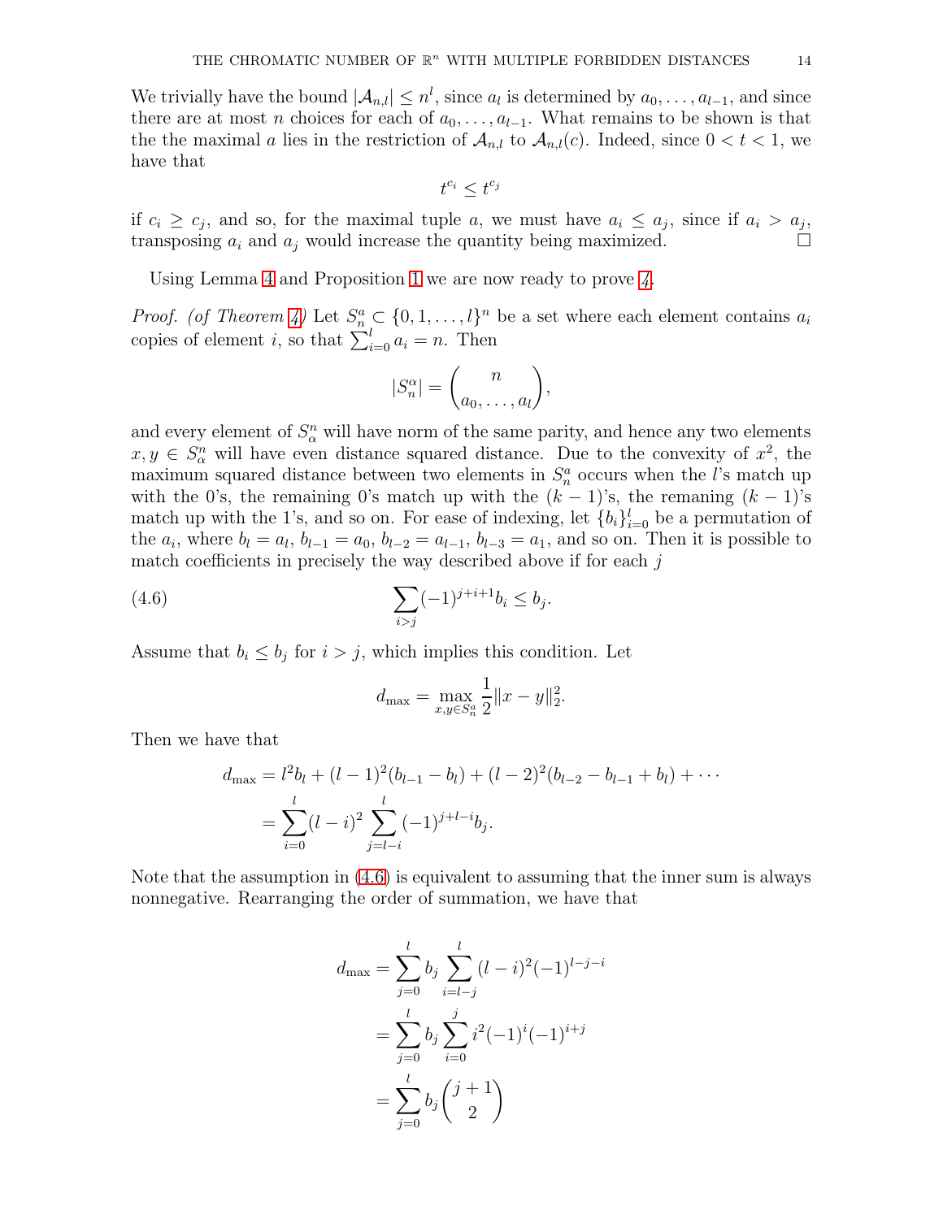We trivially have the bound $|\mathcal{A}_{n,l}| \leq n^l$, since $a_l$ is determined by $a_0, \ldots, a_{l-1}$, and since there are at most $n$ choices for each of $a_0, \ldots, a_{l-1}$. What remains to be shown is that the the maximal $a$ lies in the restriction of $\mathcal{A}_{n,l}$ to $\mathcal{A}_{n,l}(c)$. Indeed, since $0 < t < 1$, we have that

$$t^{c_i} \leq t^{c_j}$$

if $c_i \geq c_j$, and so, for the maximal tuple $a$, we must have $a_i \leq a_j$, since if $a_i > a_j$, transposing $a_i$ and $a_j$ would increase the quantity being maximized. □

Using Lemma 4 and Proposition 1 we are now ready to prove *4*.

*Proof. (of Theorem 4)* Let $S_n^a \subset \{0, 1, \ldots, l\}^n$ be a set where each element contains $a_i$ copies of element $i$, so that $\sum_{i=0}^{l} a_i = n$. Then

$$|S_n^\alpha| = \binom{n}{a_0, \ldots, a_l},$$

and every element of $S_\alpha^n$ will have norm of the same parity, and hence any two elements $x, y \in S_\alpha^n$ will have even distance squared distance. Due to the convexity of $x^2$, the maximum squared distance between two elements in $S_n^a$ occurs when the $l$'s match up with the 0's, the remaining 0's match up with the $(k-1)$'s, the remaning $(k-1)$'s match up with the 1's, and so on. For ease of indexing, let $\{b_i\}_{i=0}^{l}$ be a permutation of the $a_i$, where $b_l = a_l$, $b_{l-1} = a_0$, $b_{l-2} = a_{l-1}$, $b_{l-3} = a_1$, and so on. Then it is possible to match coefficients in precisely the way described above if for each $j$

$$\sum_{i>j} (-1)^{j+i+1} b_i \leq b_j. \tag{4.6}$$

Assume that $b_i \leq b_j$ for $i > j$, which implies this condition. Let

$$d_{\max} = \max_{x,y \in S_n^a} \frac{1}{2} \|x - y\|_2^2.$$

Then we have that

$$\begin{aligned}
d_{\max} &= l^2 b_l + (l-1)^2 (b_{l-1} - b_l) + (l-2)^2 (b_{l-2} - b_{l-1} + b_l) + \cdots \\
&= \sum_{i=0}^{l} (l-i)^2 \sum_{j=l-i}^{l} (-1)^{j+l-i} b_j.
\end{aligned}$$

Note that the assumption in (4.6) is equivalent to assuming that the inner sum is always nonnegative. Rearranging the order of summation, we have that

$$\begin{aligned}
d_{\max} &= \sum_{j=0}^{l} b_j \sum_{i=l-j}^{l} (l-i)^2 (-1)^{l-j-i} \\
&= \sum_{j=0}^{l} b_j \sum_{i=0}^{j} i^2 (-1)^i (-1)^{i+j} \\
&= \sum_{j=0}^{l} b_j \binom{j+1}{2}
\end{aligned}$$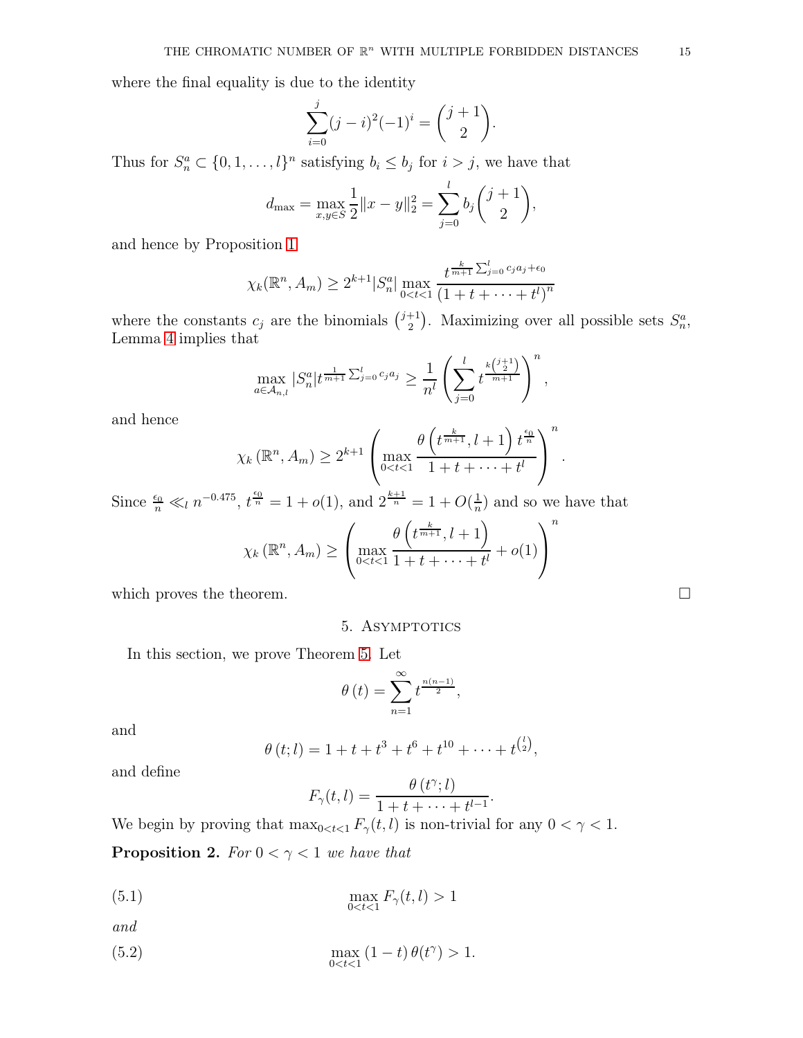where the final equality is due to the identity

$$\sum_{i=0}^{j}(j-i)^2(-1)^i = \binom{j+1}{2}.$$

Thus for $S_n^a \subset \{0,1,\ldots,l\}^n$ satisfying $b_i \le b_j$ for $i > j$, we have that

$$d_{\max} = \max_{x,y\in S}\frac{1}{2}\|x-y\|_2^2 = \sum_{j=0}^{l} b_j\binom{j+1}{2},$$

and hence by Proposition 1

$$\chi_k(\mathbb{R}^n, A_m) \ge 2^{k+1}|S_n^a| \max_{0<t<1}\frac{t^{\frac{k}{m+1}\sum_{j=0}^{l}c_ja_j+\epsilon_0}}{(1+t+\cdots+t^l)^n}$$

where the constants $c_j$ are the binomials $\binom{j+1}{2}$. Maximizing over all possible sets $S_n^a$, Lemma 4 implies that

$$\max_{a\in\mathcal{A}_{n,l}}|S_n^a|t^{\frac{1}{m+1}\sum_{j=0}^{l}c_ja_j} \ge \frac{1}{n^l}\left(\sum_{j=0}^{l}t^{\frac{k\binom{j+1}{2}}{m+1}}\right)^n,$$

and hence

$$\chi_k\left(\mathbb{R}^n, A_m\right) \ge 2^{k+1}\left(\max_{0<t<1}\frac{\theta\left(t^{\frac{k}{m+1}}, l+1\right)t^{\frac{\epsilon_0}{n}}}{1+t+\cdots+t^l}\right)^n.$$

Since $\frac{\epsilon_0}{n} \ll_l n^{-0.475}$, $t^{\frac{\epsilon_0}{n}} = 1+o(1)$, and $2^{\frac{k+1}{n}} = 1+O(\frac{1}{n})$ and so we have that

$$\chi_k\left(\mathbb{R}^n, A_m\right) \ge \left(\max_{0<t<1}\frac{\theta\left(t^{\frac{k}{m+1}}, l+1\right)}{1+t+\cdots+t^l}+o(1)\right)^n$$

which proves the theorem. □

## 5. Asymptotics

In this section, we prove Theorem 5. Let

$$\theta(t) = \sum_{n=1}^{\infty}t^{\frac{n(n-1)}{2}},$$

and

$$\theta(t;l) = 1+t+t^3+t^6+t^{10}+\cdots+t^{\binom{l}{2}},$$

and define

$$F_\gamma(t,l) = \frac{\theta(t^\gamma;l)}{1+t+\cdots+t^{l-1}}.$$

We begin by proving that $\max_{0<t<1}F_\gamma(t,l)$ is non-trivial for any $0<\gamma<1$.

**Proposition 2.** *For $0<\gamma<1$ we have that*

$$\max_{0<t<1}F_\gamma(t,l) > 1 \tag{5.1}$$

*and*

$$\max_{0<t<1}(1-t)\,\theta(t^\gamma) > 1. \tag{5.2}$$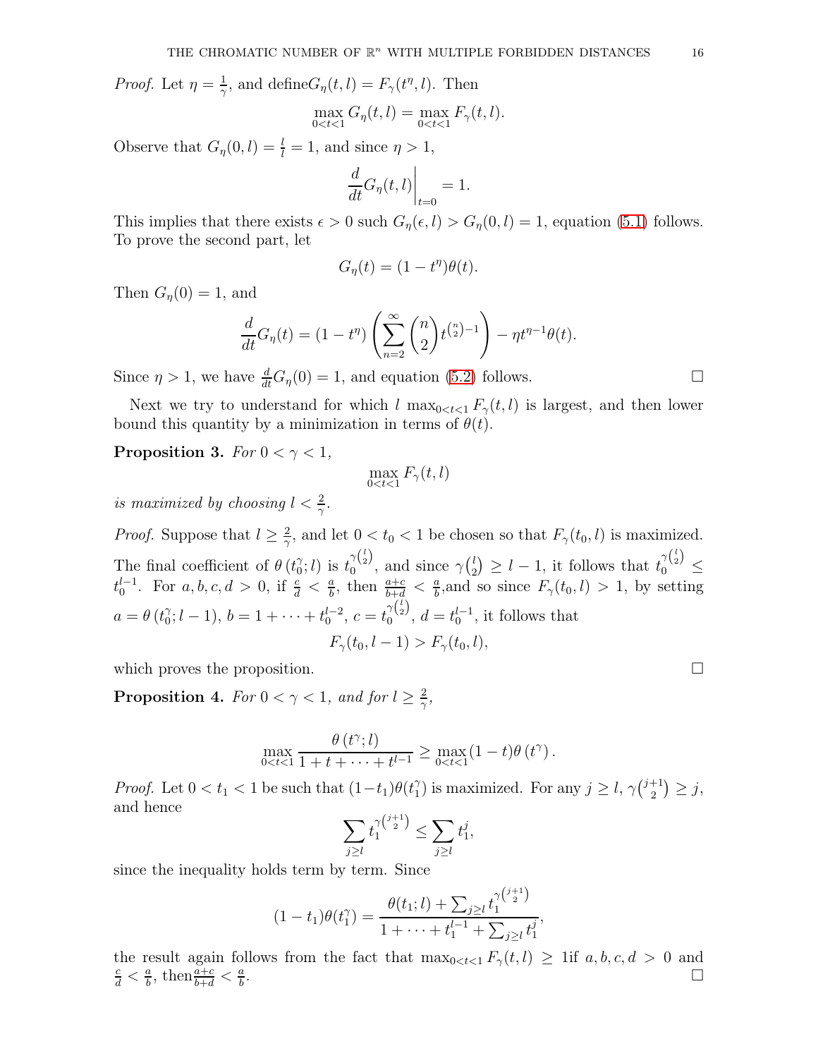*Proof.* Let $\eta = \frac{1}{\gamma}$, and define$G_\eta(t,l) = F_\gamma(t^\eta, l)$. Then

$$\max_{0<t<1} G_\eta(t,l) = \max_{0<t<1} F_\gamma(t,l).$$

Observe that $G_\eta(0,l) = \frac{l}{l} = 1$, and since $\eta > 1$,

$$\left.\frac{d}{dt} G_\eta(t,l)\right|_{t=0} = 1.$$

This implies that there exists $\epsilon > 0$ such $G_\eta(\epsilon, l) > G_\eta(0,l) = 1$, equation (5.1) follows. To prove the second part, let

$$G_\eta(t) = (1 - t^\eta)\theta(t).$$

Then $G_\eta(0) = 1$, and

$$\frac{d}{dt} G_\eta(t) = (1 - t^\eta)\left(\sum_{n=2}^{\infty} \binom{n}{2} t^{\binom{n}{2}-1}\right) - \eta t^{\eta - 1}\theta(t).$$

Since $\eta > 1$, we have $\frac{d}{dt} G_\eta(0) = 1$, and equation (5.2) follows. $\square$

Next we try to understand for which $l$ $\max_{0<t<1} F_\gamma(t,l)$ is largest, and then lower bound this quantity by a minimization in terms of $\theta(t)$.

**Proposition 3.** *For $0 < \gamma < 1$,*

$$\max_{0<t<1} F_\gamma(t,l)$$

*is maximized by choosing $l < \frac{2}{\gamma}$.*

*Proof.* Suppose that $l \geq \frac{2}{\gamma}$, and let $0 < t_0 < 1$ be chosen so that $F_\gamma(t_0, l)$ is maximized. The final coefficient of $\theta\left(t_0^\gamma; l\right)$ is $t_0^{\gamma\binom{l}{2}}$, and since $\gamma\binom{l}{2} \geq l - 1$, it follows that $t_0^{\gamma\binom{l}{2}} \leq t_0^{l-1}$. For $a, b, c, d > 0$, if $\frac{c}{d} < \frac{a}{b}$, then $\frac{a+c}{b+d} < \frac{a}{b}$,and so since $F_\gamma(t_0, l) > 1$, by setting $a = \theta\left(t_0^\gamma; l-1\right)$, $b = 1 + \cdots + t_0^{l-2}$, $c = t_0^{\gamma\binom{l}{2}}$, $d = t_0^{l-1}$, it follows that

$$F_\gamma(t_0, l-1) > F_\gamma(t_0, l),$$

which proves the proposition. $\square$

**Proposition 4.** *For $0 < \gamma < 1$, and for $l \geq \frac{2}{\gamma}$,*

$$\max_{0<t<1} \frac{\theta\left(t^\gamma; l\right)}{1 + t + \cdots + t^{l-1}} \geq \max_{0<t<1} (1-t)\theta\left(t^\gamma\right).$$

*Proof.* Let $0 < t_1 < 1$ be such that $(1-t_1)\theta(t_1^\gamma)$ is maximized. For any $j \geq l$, $\gamma\binom{j+1}{2} \geq j$, and hence

$$\sum_{j \geq l} t_1^{\gamma\binom{j+1}{2}} \leq \sum_{j \geq l} t_1^j,$$

since the inequality holds term by term. Since

$$(1-t_1)\theta(t_1^\gamma) = \frac{\theta(t_1; l) + \sum_{j \geq l} t_1^{\gamma\binom{j+1}{2}}}{1 + \cdots + t_1^{l-1} + \sum_{j \geq l} t_1^j},$$

the result again follows from the fact that $\max_{0<t<1} F_\gamma(t,l) \geq 1$if $a, b, c, d > 0$ and $\frac{c}{d} < \frac{a}{b}$, then$\frac{a+c}{b+d} < \frac{a}{b}$. $\square$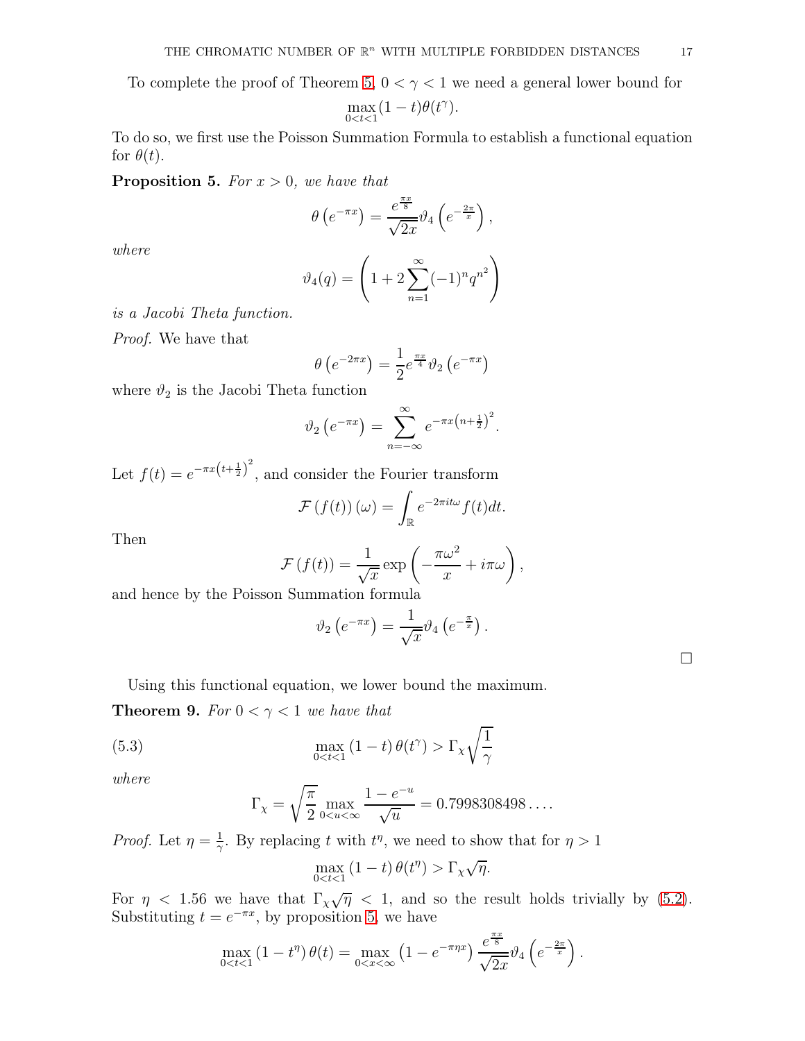To complete the proof of Theorem 5, $0 < \gamma < 1$ we need a general lower bound for

$$\max_{0<t<1}(1-t)\theta(t^\gamma).$$

To do so, we first use the Poisson Summation Formula to establish a functional equation for $\theta(t)$.

**Proposition 5.** *For $x > 0$, we have that*

$$\theta\left(e^{-\pi x}\right) = \frac{e^{\frac{\pi x}{8}}}{\sqrt{2x}}\vartheta_4\left(e^{-\frac{2\pi}{x}}\right),$$

*where*

$$\vartheta_4(q) = \left(1 + 2\sum_{n=1}^{\infty}(-1)^n q^{n^2}\right)$$

*is a Jacobi Theta function.*

*Proof.* We have that

$$\theta\left(e^{-2\pi x}\right) = \frac{1}{2}e^{\frac{\pi x}{4}}\vartheta_2\left(e^{-\pi x}\right)$$

where $\vartheta_2$ is the Jacobi Theta function

$$\vartheta_2\left(e^{-\pi x}\right) = \sum_{n=-\infty}^{\infty} e^{-\pi x\left(n+\frac{1}{2}\right)^2}.$$

Let $f(t) = e^{-\pi x\left(t+\frac{1}{2}\right)^2}$, and consider the Fourier transform

$$\mathcal{F}\left(f(t)\right)(\omega) = \int_{\mathbb{R}} e^{-2\pi i t\omega} f(t)dt.$$

Then

$$\mathcal{F}\left(f(t)\right) = \frac{1}{\sqrt{x}}\exp\left(-\frac{\pi\omega^2}{x} + i\pi\omega\right),$$

and hence by the Poisson Summation formula

$$\vartheta_2\left(e^{-\pi x}\right) = \frac{1}{\sqrt{x}}\vartheta_4\left(e^{-\frac{\pi}{x}}\right).$$

□

Using this functional equation, we lower bound the maximum.

**Theorem 9.** *For $0 < \gamma < 1$ we have that*

$$\max_{0<t<1}\left(1-t\right)\theta(t^\gamma) > \Gamma_\chi\sqrt{\frac{1}{\gamma}} \tag{5.3}$$

*where*

$$\Gamma_\chi = \sqrt{\frac{\pi}{2}}\max_{0<u<\infty}\frac{1-e^{-u}}{\sqrt{u}} = 0.7998308498\ldots.$$

*Proof.* Let $\eta = \frac{1}{\gamma}$. By replacing $t$ with $t^\eta$, we need to show that for $\eta > 1$

$$\max_{0<t<1}\left(1-t\right)\theta(t^\eta) > \Gamma_\chi\sqrt{\eta}.$$

For $\eta < 1.56$ we have that $\Gamma_\chi\sqrt{\eta} < 1$, and so the result holds trivially by (5.2). Substituting $t = e^{-\pi x}$, by proposition 5, we have

$$\max_{0<t<1}\left(1-t^\eta\right)\theta(t) = \max_{0<x<\infty}\left(1-e^{-\pi\eta x}\right)\frac{e^{\frac{\pi x}{8}}}{\sqrt{2x}}\vartheta_4\left(e^{-\frac{2\pi}{x}}\right).$$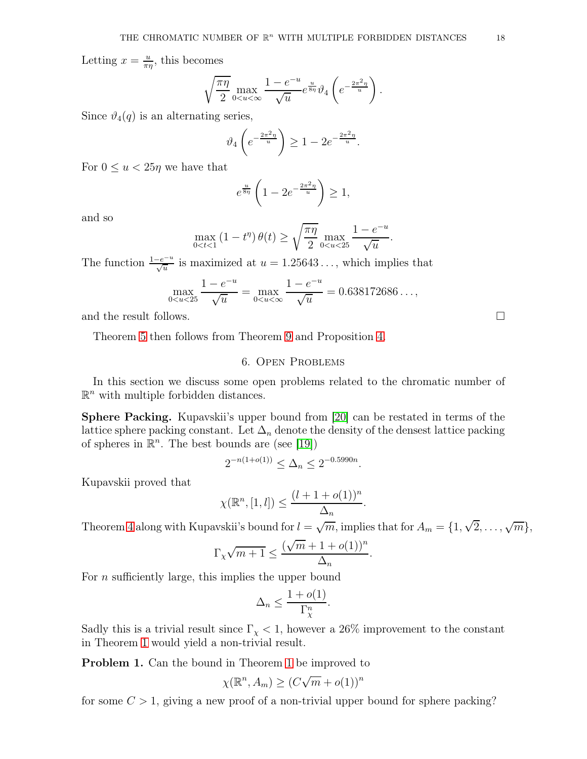Letting $x = \frac{u}{\pi\eta}$, this becomes

$$\sqrt{\frac{\pi\eta}{2}} \max_{0<u<\infty} \frac{1-e^{-u}}{\sqrt{u}} e^{\frac{u}{8\eta}} \vartheta_4\left(e^{-\frac{2\pi^2\eta}{u}}\right).$$

Since $\vartheta_4(q)$ is an alternating series,

$$\vartheta_4\left(e^{-\frac{2\pi^2\eta}{u}}\right) \geq 1 - 2e^{-\frac{2\pi^2\eta}{u}}.$$

For $0 \leq u < 25\eta$ we have that

$$e^{\frac{u}{8\eta}}\left(1 - 2e^{-\frac{2\pi^2\eta}{u}}\right) \geq 1,$$

and so

$$\max_{0<t<1} \left(1-t^{\eta}\right)\theta(t) \geq \sqrt{\frac{\pi\eta}{2}} \max_{0<u<25} \frac{1-e^{-u}}{\sqrt{u}}.$$

The function $\frac{1-e^{-u}}{\sqrt{u}}$ is maximized at $u = 1.25643\ldots$, which implies that

$$\max_{0<u<25} \frac{1-e^{-u}}{\sqrt{u}} = \max_{0<u<\infty} \frac{1-e^{-u}}{\sqrt{u}} = 0.638172686\ldots,$$

and the result follows. $\square$

Theorem 5 then follows from Theorem 9 and Proposition 4.

## 6. Open Problems

In this section we discuss some open problems related to the chromatic number of $\mathbb{R}^n$ with multiple forbidden distances.

**Sphere Packing.** Kupavskii's upper bound from [20] can be restated in terms of the lattice sphere packing constant. Let $\Delta_n$ denote the density of the densest lattice packing of spheres in $\mathbb{R}^n$. The best bounds are (see [19])

$$2^{-n(1+o(1))} \leq \Delta_n \leq 2^{-0.5990n}.$$

Kupavskii proved that

$$\chi(\mathbb{R}^n, [1,l]) \leq \frac{(l+1+o(1))^n}{\Delta_n}.$$

Theorem 4 along with Kupavskii's bound for $l = \sqrt{m}$, implies that for $A_m = \{1, \sqrt{2}, \ldots, \sqrt{m}\}$,

$$\Gamma_\chi \sqrt{m+1} \leq \frac{(\sqrt{m}+1+o(1))^n}{\Delta_n}.$$

For $n$ sufficiently large, this implies the upper bound

$$\Delta_n \leq \frac{1+o(1)}{\Gamma_\chi^n}.$$

Sadly this is a trivial result since $\Gamma_\chi < 1$, however a 26% improvement to the constant in Theorem 1 would yield a non-trivial result.

**Problem 1.** Can the bound in Theorem 1 be improved to

$$\chi(\mathbb{R}^n, A_m) \geq (C\sqrt{m} + o(1))^n$$

for some $C > 1$, giving a new proof of a non-trivial upper bound for sphere packing?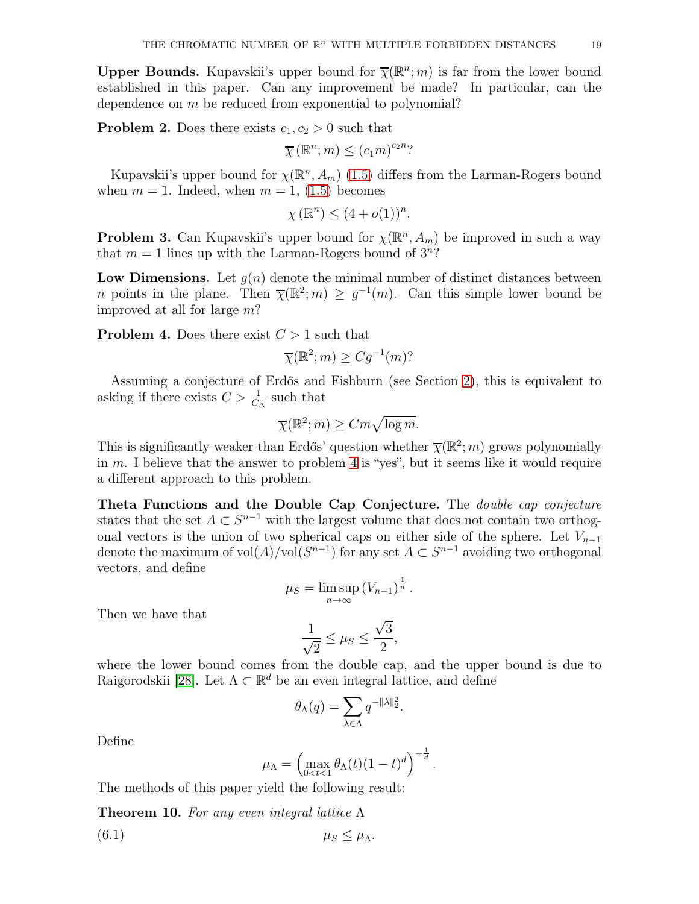**Upper Bounds.** Kupavskii's upper bound for $\overline{\chi}(\mathbb{R}^n; m)$ is far from the lower bound established in this paper. Can any improvement be made? In particular, can the dependence on $m$ be reduced from exponential to polynomial?

**Problem 2.** Does there exists $c_1, c_2 > 0$ such that

$$\overline{\chi}\left(\mathbb{R}^n; m\right) \leq (c_1 m)^{c_2 n}?$$

Kupavskii's upper bound for $\chi(\mathbb{R}^n, A_m)$ (1.5) differs from the Larman-Rogers bound when $m = 1$. Indeed, when $m = 1$, (1.5) becomes

$$\chi\left(\mathbb{R}^n\right) \leq (4 + o(1))^n.$$

**Problem 3.** Can Kupavskii's upper bound for $\chi(\mathbb{R}^n, A_m)$ be improved in such a way that $m = 1$ lines up with the Larman-Rogers bound of $3^n$?

**Low Dimensions.** Let $g(n)$ denote the minimal number of distinct distances between $n$ points in the plane. Then $\overline{\chi}(\mathbb{R}^2; m) \geq g^{-1}(m)$. Can this simple lower bound be improved at all for large $m$?

**Problem 4.** Does there exist $C > 1$ such that

$$\overline{\chi}(\mathbb{R}^2; m) \geq C g^{-1}(m)?$$

Assuming a conjecture of Erdős and Fishburn (see Section 2), this is equivalent to asking if there exists $C > \frac{1}{C_\Delta}$ such that

$$\overline{\chi}(\mathbb{R}^2; m) \geq C m\sqrt{\log m}.$$

This is significantly weaker than Erdős' question whether $\overline{\chi}(\mathbb{R}^2; m)$ grows polynomially in $m$. I believe that the answer to problem 4 is "yes", but it seems like it would require a different approach to this problem.

**Theta Functions and the Double Cap Conjecture.** The *double cap conjecture* states that the set $A \subset S^{n-1}$ with the largest volume that does not contain two orthogonal vectors is the union of two spherical caps on either side of the sphere. Let $V_{n-1}$ denote the maximum of $\mathrm{vol}(A)/\mathrm{vol}(S^{n-1})$ for any set $A \subset S^{n-1}$ avoiding two orthogonal vectors, and define

$$\mu_S = \limsup_{n \to \infty} \left(V_{n-1}\right)^{\frac{1}{n}}.$$

Then we have that

$$\frac{1}{\sqrt{2}} \leq \mu_S \leq \frac{\sqrt{3}}{2},$$

where the lower bound comes from the double cap, and the upper bound is due to Raigorodskii [28]. Let $\Lambda \subset \mathbb{R}^d$ be an even integral lattice, and define

$$\theta_\Lambda(q) = \sum_{\lambda \in \Lambda} q^{-\|\lambda\|_2^2}.$$

Define

$$\mu_\Lambda = \left(\max_{0<t<1} \theta_\Lambda(t)(1-t)^d\right)^{-\frac{1}{d}}.$$

The methods of this paper yield the following result:

**Theorem 10.** *For any even integral lattice* $\Lambda$

$$\mu_S \leq \mu_\Lambda. \tag{6.1}$$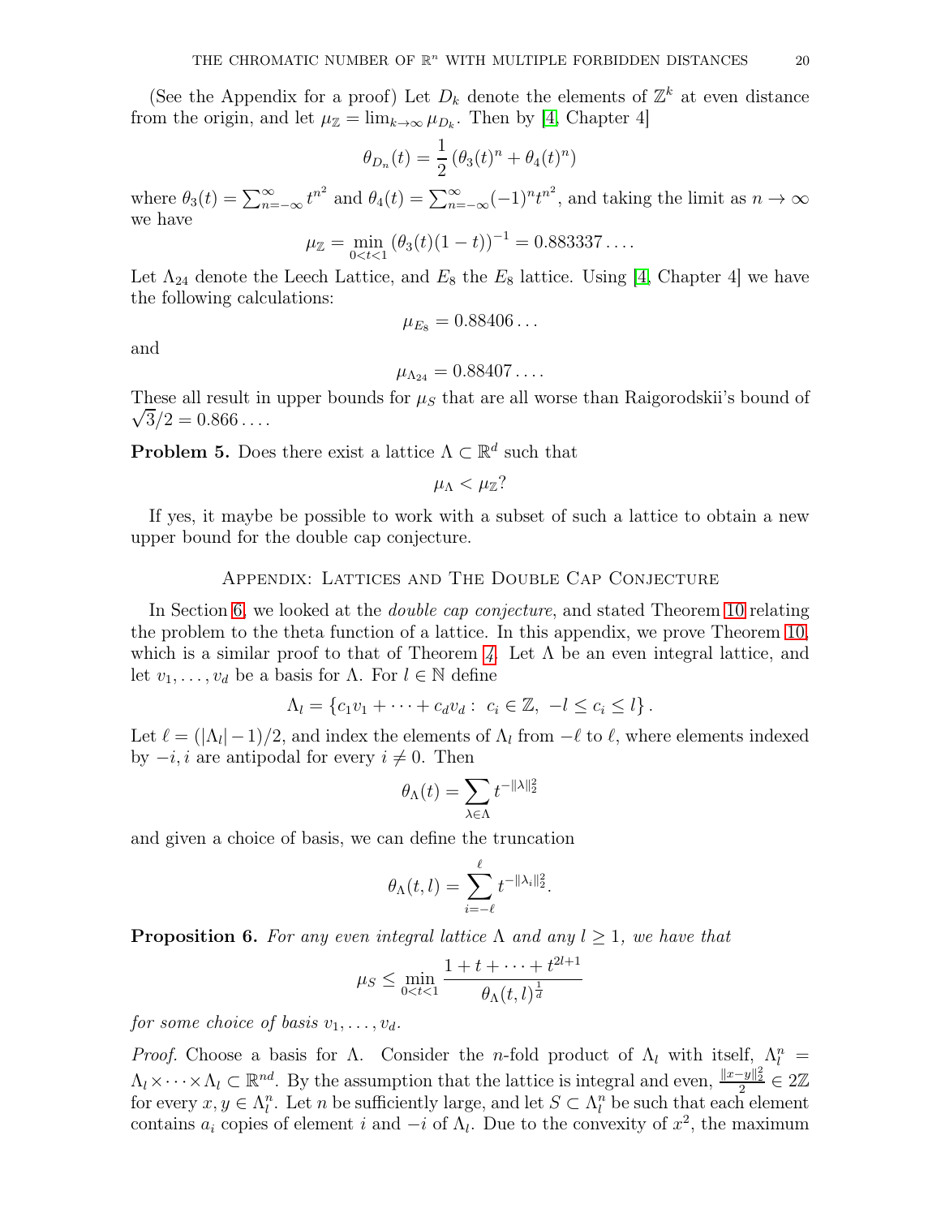(See the Appendix for a proof) Let $D_k$ denote the elements of $\mathbb{Z}^k$ at even distance from the origin, and let $\mu_{\mathbb{Z}} = \lim_{k\to\infty} \mu_{D_k}$. Then by [4, Chapter 4]

$$\theta_{D_n}(t) = \frac{1}{2}\left(\theta_3(t)^n + \theta_4(t)^n\right)$$

where $\theta_3(t) = \sum_{n=-\infty}^{\infty} t^{n^2}$ and $\theta_4(t) = \sum_{n=-\infty}^{\infty} (-1)^n t^{n^2}$, and taking the limit as $n \to \infty$ we have

$$\mu_{\mathbb{Z}} = \min_{0<t<1} \left(\theta_3(t)(1-t)\right)^{-1} = 0.883337\ldots.$$

Let $\Lambda_{24}$ denote the Leech Lattice, and $E_8$ the $E_8$ lattice. Using [4, Chapter 4] we have the following calculations:

$$\mu_{E_8} = 0.88406\ldots$$

and

$$\mu_{\Lambda_{24}} = 0.88407\ldots.$$

These all result in upper bounds for $\mu_S$ that are all worse than Raigorodskii's bound of $\sqrt{3}/2 = 0.866\ldots$.

**Problem 5.** Does there exist a lattice $\Lambda \subset \mathbb{R}^d$ such that

$$\mu_\Lambda < \mu_{\mathbb{Z}}?$$

If yes, it maybe be possible to work with a subset of such a lattice to obtain a new upper bound for the double cap conjecture.

## Appendix: Lattices and The Double Cap Conjecture

In Section 6, we looked at the *double cap conjecture*, and stated Theorem 10 relating the problem to the theta function of a lattice. In this appendix, we prove Theorem 10, which is a similar proof to that of Theorem 4. Let $\Lambda$ be an even integral lattice, and let $v_1, \ldots, v_d$ be a basis for $\Lambda$. For $l \in \mathbb{N}$ define

$$\Lambda_l = \left\{c_1 v_1 + \cdots + c_d v_d : \ c_i \in \mathbb{Z}, \ -l \le c_i \le l\right\}.$$

Let $\ell = (|\Lambda_l| - 1)/2$, and index the elements of $\Lambda_l$ from $-\ell$ to $\ell$, where elements indexed by $-i, i$ are antipodal for every $i \neq 0$. Then

$$\theta_\Lambda(t) = \sum_{\lambda \in \Lambda} t^{-\|\lambda\|_2^2}$$

and given a choice of basis, we can define the truncation

$$\theta_\Lambda(t, l) = \sum_{i=-\ell}^{\ell} t^{-\|\lambda_i\|_2^2}.$$

**Proposition 6.** *For any even integral lattice $\Lambda$ and any $l \ge 1$, we have that*

$$\mu_S \le \min_{0<t<1} \frac{1 + t + \cdots + t^{2l+1}}{\theta_\Lambda(t, l)^{\frac{1}{d}}}$$

*for some choice of basis $v_1, \ldots, v_d$.*

*Proof.* Choose a basis for $\Lambda$. Consider the $n$-fold product of $\Lambda_l$ with itself, $\Lambda_l^n = \Lambda_l \times \cdots \times \Lambda_l \subset \mathbb{R}^{nd}$. By the assumption that the lattice is integral and even, $\frac{\|x-y\|_2^2}{2} \in 2\mathbb{Z}$ for every $x, y \in \Lambda_l^n$. Let $n$ be sufficiently large, and let $S \subset \Lambda_l^n$ be such that each element contains $a_i$ copies of element $i$ and $-i$ of $\Lambda_l$. Due to the convexity of $x^2$, the maximum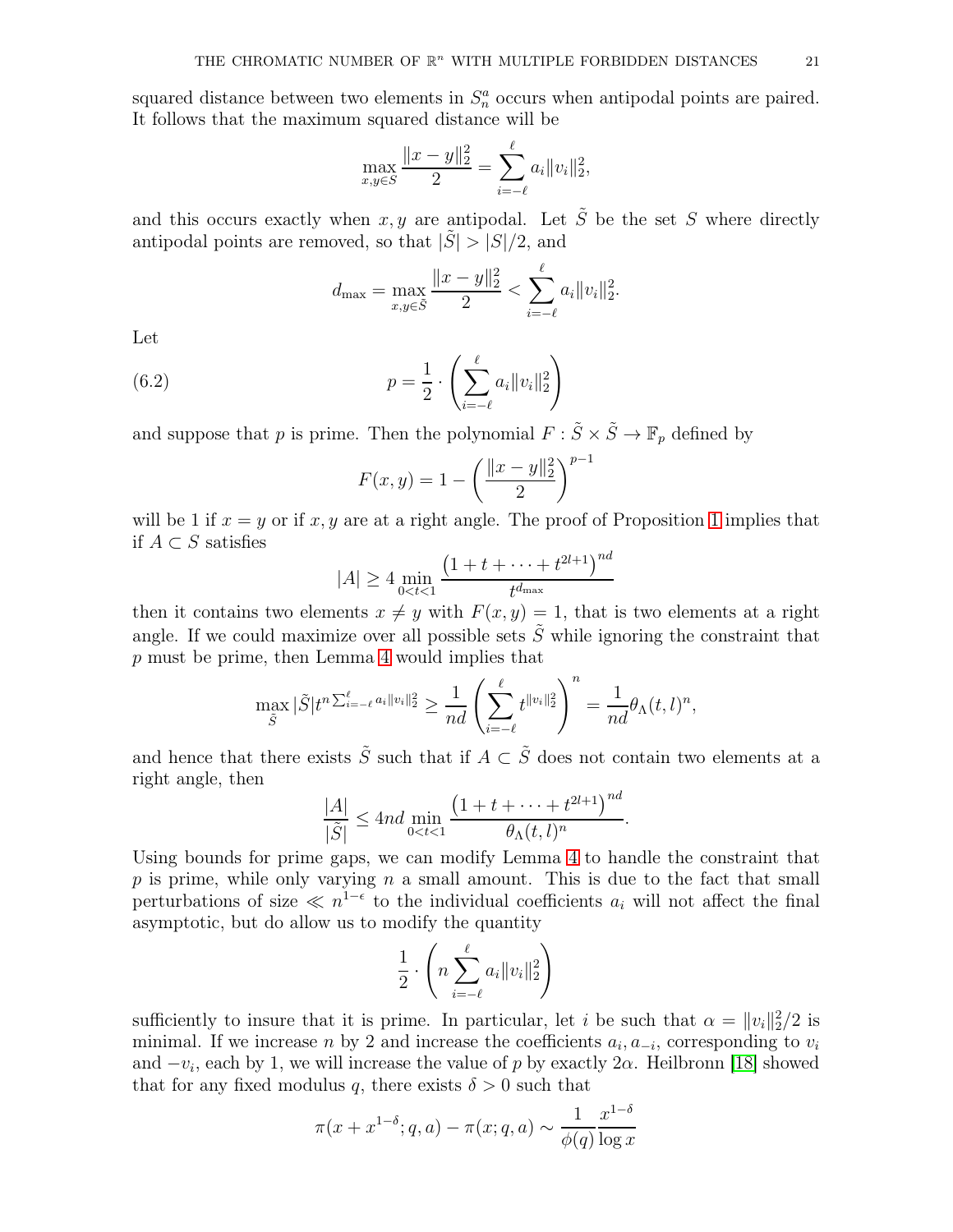squared distance between two elements in $S_n^a$ occurs when antipodal points are paired. It follows that the maximum squared distance will be

$$\max_{x,y\in S} \frac{\|x-y\|_2^2}{2} = \sum_{i=-\ell}^{\ell} a_i \|v_i\|_2^2,$$

and this occurs exactly when $x, y$ are antipodal. Let $\tilde{S}$ be the set $S$ where directly antipodal points are removed, so that $|\tilde{S}| > |S|/2$, and

$$d_{\max} = \max_{x,y\in \tilde{S}} \frac{\|x-y\|_2^2}{2} < \sum_{i=-\ell}^{\ell} a_i \|v_i\|_2^2.$$

Let

$$p = \frac{1}{2} \cdot \left( \sum_{i=-\ell}^{\ell} a_i \|v_i\|_2^2 \right) \tag{6.2}$$

and suppose that $p$ is prime. Then the polynomial $F : \tilde{S} \times \tilde{S} \to \mathbb{F}_p$ defined by

$$F(x,y) = 1 - \left( \frac{\|x-y\|_2^2}{2} \right)^{p-1}$$

will be 1 if $x = y$ or if $x, y$ are at a right angle. The proof of Proposition 1 implies that if $A \subset S$ satisfies

$$|A| \geq 4 \min_{0<t<1} \frac{\left(1 + t + \cdots + t^{2l+1}\right)^{nd}}{t^{d_{\max}}}$$

then it contains two elements $x \neq y$ with $F(x,y) = 1$, that is two elements at a right angle. If we could maximize over all possible sets $\tilde{S}$ while ignoring the constraint that $p$ must be prime, then Lemma 4 would implies that

$$\max_{\tilde{S}} |\tilde{S}| t^{n \sum_{i=-\ell}^{\ell} a_i \|v_i\|_2^2} \geq \frac{1}{nd} \left( \sum_{i=-\ell}^{\ell} t^{\|v_i\|_2^2} \right)^n = \frac{1}{nd} \theta_\Lambda(t,l)^n,$$

and hence that there exists $\tilde{S}$ such that if $A \subset \tilde{S}$ does not contain two elements at a right angle, then

$$\frac{|A|}{|\tilde{S}|} \leq 4nd \min_{0<t<1} \frac{\left(1 + t + \cdots + t^{2l+1}\right)^{nd}}{\theta_\Lambda(t,l)^n}.$$

Using bounds for prime gaps, we can modify Lemma 4 to handle the constraint that $p$ is prime, while only varying $n$ a small amount. This is due to the fact that small perturbations of size $\ll n^{1-\epsilon}$ to the individual coefficients $a_i$ will not affect the final asymptotic, but do allow us to modify the quantity

$$\frac{1}{2} \cdot \left( n \sum_{i=-\ell}^{\ell} a_i \|v_i\|_2^2 \right)$$

sufficiently to insure that it is prime. In particular, let $i$ be such that $\alpha = \|v_i\|_2^2/2$ is minimal. If we increase $n$ by 2 and increase the coefficients $a_i, a_{-i}$, corresponding to $v_i$ and $-v_i$, each by 1, we will increase the value of $p$ by exactly $2\alpha$. Heilbronn [18] showed that for any fixed modulus $q$, there exists $\delta > 0$ such that

$$\pi(x + x^{1-\delta}; q, a) - \pi(x; q, a) \sim \frac{1}{\phi(q)} \frac{x^{1-\delta}}{\log x}$$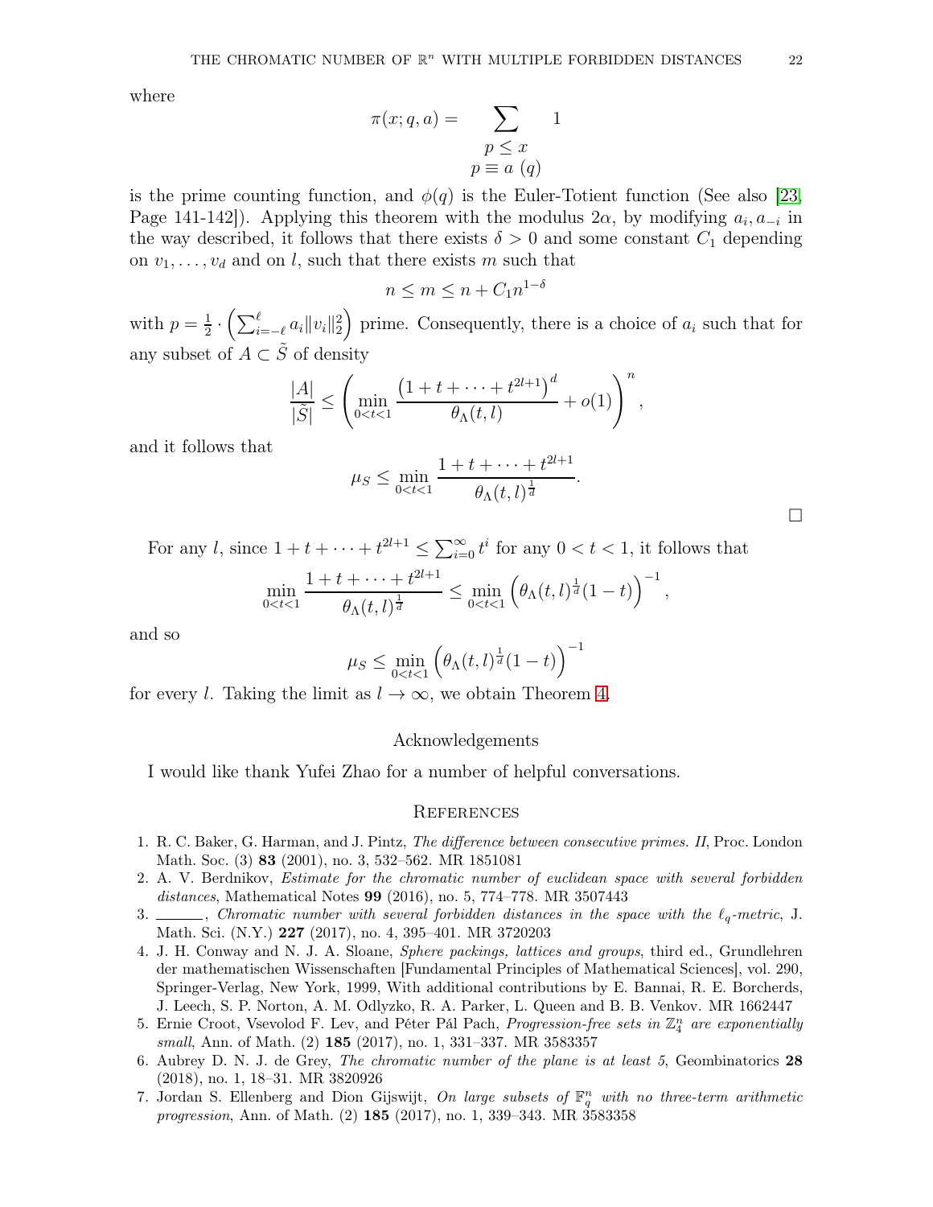where

$$\pi(x; q, a) = \sum_{\substack{p \le x \\ p \equiv a \ (q)}} 1$$

is the prime counting function, and $\phi(q)$ is the Euler-Totient function (See also [23, Page 141-142]). Applying this theorem with the modulus $2\alpha$, by modifying $a_i, a_{-i}$ in the way described, it follows that there exists $\delta > 0$ and some constant $C_1$ depending on $v_1, \dots, v_d$ and on $l$, such that there exists $m$ such that

$$n \le m \le n + C_1 n^{1-\delta}$$

with $p = \frac{1}{2} \cdot \left( \sum_{i=-\ell}^{\ell} a_i \|v_i\|_2^2 \right)$ prime. Consequently, there is a choice of $a_i$ such that for any subset of $A \subset \tilde{S}$ of density

$$\frac{|A|}{|\tilde{S}|} \le \left( \min_{0<t<1} \frac{\left(1 + t + \cdots + t^{2l+1}\right)^d}{\theta_\Lambda(t, l)} + o(1) \right)^n,$$

and it follows that

$$\mu_S \le \min_{0<t<1} \frac{1 + t + \cdots + t^{2l+1}}{\theta_\Lambda(t, l)^{\frac{1}{d}}}.$$

□

For any $l$, since $1 + t + \cdots + t^{2l+1} \le \sum_{i=0}^{\infty} t^i$ for any $0 < t < 1$, it follows that

$$\min_{0<t<1} \frac{1 + t + \cdots + t^{2l+1}}{\theta_\Lambda(t, l)^{\frac{1}{d}}} \le \min_{0<t<1} \left( \theta_\Lambda(t, l)^{\frac{1}{d}} (1 - t) \right)^{-1},$$

and so

$$\mu_S \le \min_{0<t<1} \left( \theta_\Lambda(t, l)^{\frac{1}{d}} (1 - t) \right)^{-1}$$

for every $l$. Taking the limit as $l \to \infty$, we obtain Theorem 4.

## Acknowledgements

I would like thank Yufei Zhao for a number of helpful conversations.

## References

1. R. C. Baker, G. Harman, and J. Pintz, *The difference between consecutive primes. II*, Proc. London Math. Soc. (3) **83** (2001), no. 3, 532–562. MR 1851081
2. A. V. Berdnikov, *Estimate for the chromatic number of euclidean space with several forbidden distances*, Mathematical Notes **99** (2016), no. 5, 774–778. MR 3507443
3. ______, *Chromatic number with several forbidden distances in the space with the $\ell_q$-metric*, J. Math. Sci. (N.Y.) **227** (2017), no. 4, 395–401. MR 3720203
4. J. H. Conway and N. J. A. Sloane, *Sphere packings, lattices and groups*, third ed., Grundlehren der mathematischen Wissenschaften [Fundamental Principles of Mathematical Sciences], vol. 290, Springer-Verlag, New York, 1999, With additional contributions by E. Bannai, R. E. Borcherds, J. Leech, S. P. Norton, A. M. Odlyzko, R. A. Parker, L. Queen and B. B. Venkov. MR 1662447
5. Ernie Croot, Vsevolod F. Lev, and Péter Pál Pach, *Progression-free sets in $\mathbb{Z}_4^n$ are exponentially small*, Ann. of Math. (2) **185** (2017), no. 1, 331–337. MR 3583357
6. Aubrey D. N. J. de Grey, *The chromatic number of the plane is at least 5*, Geombinatorics **28** (2018), no. 1, 18–31. MR 3820926
7. Jordan S. Ellenberg and Dion Gijswijt, *On large subsets of $\mathbb{F}_q^n$ with no three-term arithmetic progression*, Ann. of Math. (2) **185** (2017), no. 1, 339–343. MR 3583358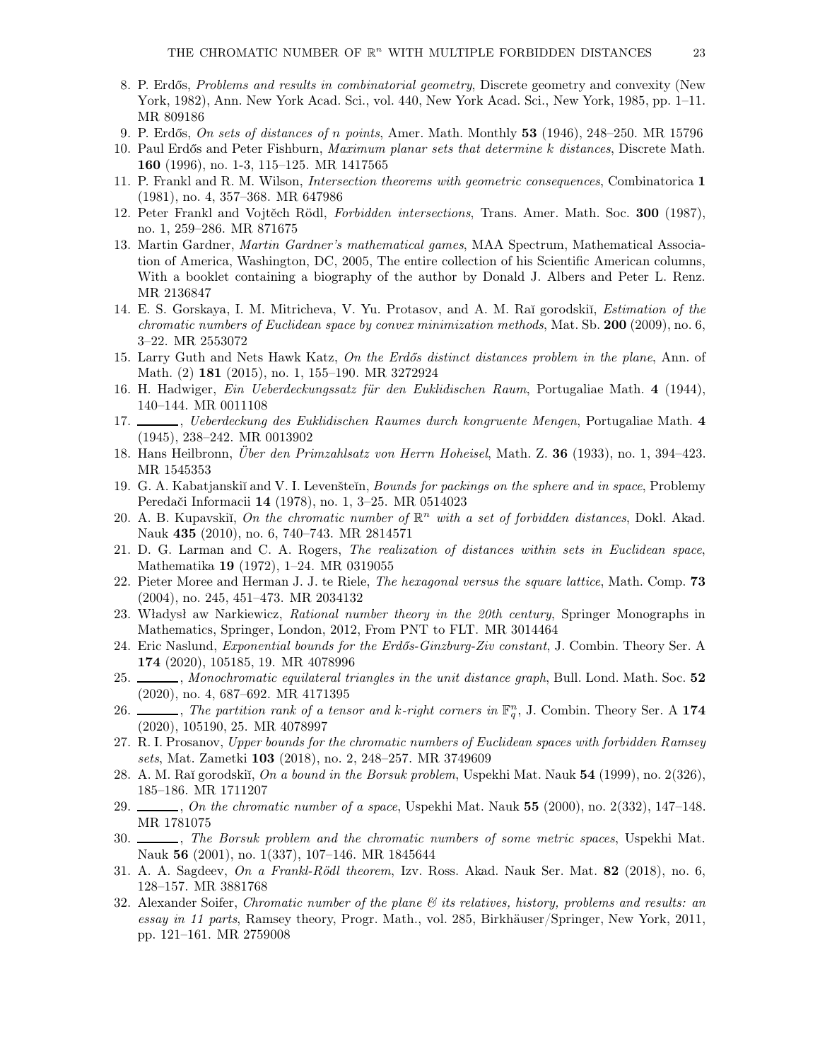8. P. Erdős, *Problems and results in combinatorial geometry*, Discrete geometry and convexity (New York, 1982), Ann. New York Acad. Sci., vol. 440, New York Acad. Sci., New York, 1985, pp. 1–11. MR 809186
9. P. Erdős, *On sets of distances of n points*, Amer. Math. Monthly **53** (1946), 248–250. MR 15796
10. Paul Erdős and Peter Fishburn, *Maximum planar sets that determine k distances*, Discrete Math. **160** (1996), no. 1-3, 115–125. MR 1417565
11. P. Frankl and R. M. Wilson, *Intersection theorems with geometric consequences*, Combinatorica **1** (1981), no. 4, 357–368. MR 647986
12. Peter Frankl and Vojtěch Rödl, *Forbidden intersections*, Trans. Amer. Math. Soc. **300** (1987), no. 1, 259–286. MR 871675
13. Martin Gardner, *Martin Gardner's mathematical games*, MAA Spectrum, Mathematical Association of America, Washington, DC, 2005, The entire collection of his Scientific American columns, With a booklet containing a biography of the author by Donald J. Albers and Peter L. Renz. MR 2136847
14. E. S. Gorskaya, I. M. Mitricheva, V. Yu. Protasov, and A. M. Raĭ gorodskiĭ, *Estimation of the chromatic numbers of Euclidean space by convex minimization methods*, Mat. Sb. **200** (2009), no. 6, 3–22. MR 2553072
15. Larry Guth and Nets Hawk Katz, *On the Erdős distinct distances problem in the plane*, Ann. of Math. (2) **181** (2015), no. 1, 155–190. MR 3272924
16. H. Hadwiger, *Ein Ueberdeckungssatz für den Euklidischen Raum*, Portugaliae Math. **4** (1944), 140–144. MR 0011108
17. ______, *Ueberdeckung des Euklidischen Raumes durch kongruente Mengen*, Portugaliae Math. **4** (1945), 238–242. MR 0013902
18. Hans Heilbronn, *Über den Primzahlsatz von Herrn Hoheisel*, Math. Z. **36** (1933), no. 1, 394–423. MR 1545353
19. G. A. Kabatjanskiĭ and V. I. Levenšteĭn, *Bounds for packings on the sphere and in space*, Problemy Peredači Informacii **14** (1978), no. 1, 3–25. MR 0514023
20. A. B. Kupavskiĭ, *On the chromatic number of $\mathbb{R}^n$ with a set of forbidden distances*, Dokl. Akad. Nauk **435** (2010), no. 6, 740–743. MR 2814571
21. D. G. Larman and C. A. Rogers, *The realization of distances within sets in Euclidean space*, Mathematika **19** (1972), 1–24. MR 0319055
22. Pieter Moree and Herman J. J. te Riele, *The hexagonal versus the square lattice*, Math. Comp. **73** (2004), no. 245, 451–473. MR 2034132
23. Władysł aw Narkiewicz, *Rational number theory in the 20th century*, Springer Monographs in Mathematics, Springer, London, 2012, From PNT to FLT. MR 3014464
24. Eric Naslund, *Exponential bounds for the Erdős-Ginzburg-Ziv constant*, J. Combin. Theory Ser. A **174** (2020), 105185, 19. MR 4078996
25. ______, *Monochromatic equilateral triangles in the unit distance graph*, Bull. Lond. Math. Soc. **52** (2020), no. 4, 687–692. MR 4171395
26. ______, *The partition rank of a tensor and k-right corners in $\mathbb{F}_q^n$*, J. Combin. Theory Ser. A **174** (2020), 105190, 25. MR 4078997
27. R. I. Prosanov, *Upper bounds for the chromatic numbers of Euclidean spaces with forbidden Ramsey sets*, Mat. Zametki **103** (2018), no. 2, 248–257. MR 3749609
28. A. M. Raĭ gorodskiĭ, *On a bound in the Borsuk problem*, Uspekhi Mat. Nauk **54** (1999), no. 2(326), 185–186. MR 1711207
29. ______, *On the chromatic number of a space*, Uspekhi Mat. Nauk **55** (2000), no. 2(332), 147–148. MR 1781075
30. ______, *The Borsuk problem and the chromatic numbers of some metric spaces*, Uspekhi Mat. Nauk **56** (2001), no. 1(337), 107–146. MR 1845644
31. A. A. Sagdeev, *On a Frankl-Rödl theorem*, Izv. Ross. Akad. Nauk Ser. Mat. **82** (2018), no. 6, 128–157. MR 3881768
32. Alexander Soifer, *Chromatic number of the plane & its relatives, history, problems and results: an essay in 11 parts*, Ramsey theory, Progr. Math., vol. 285, Birkhäuser/Springer, New York, 2011, pp. 121–161. MR 2759008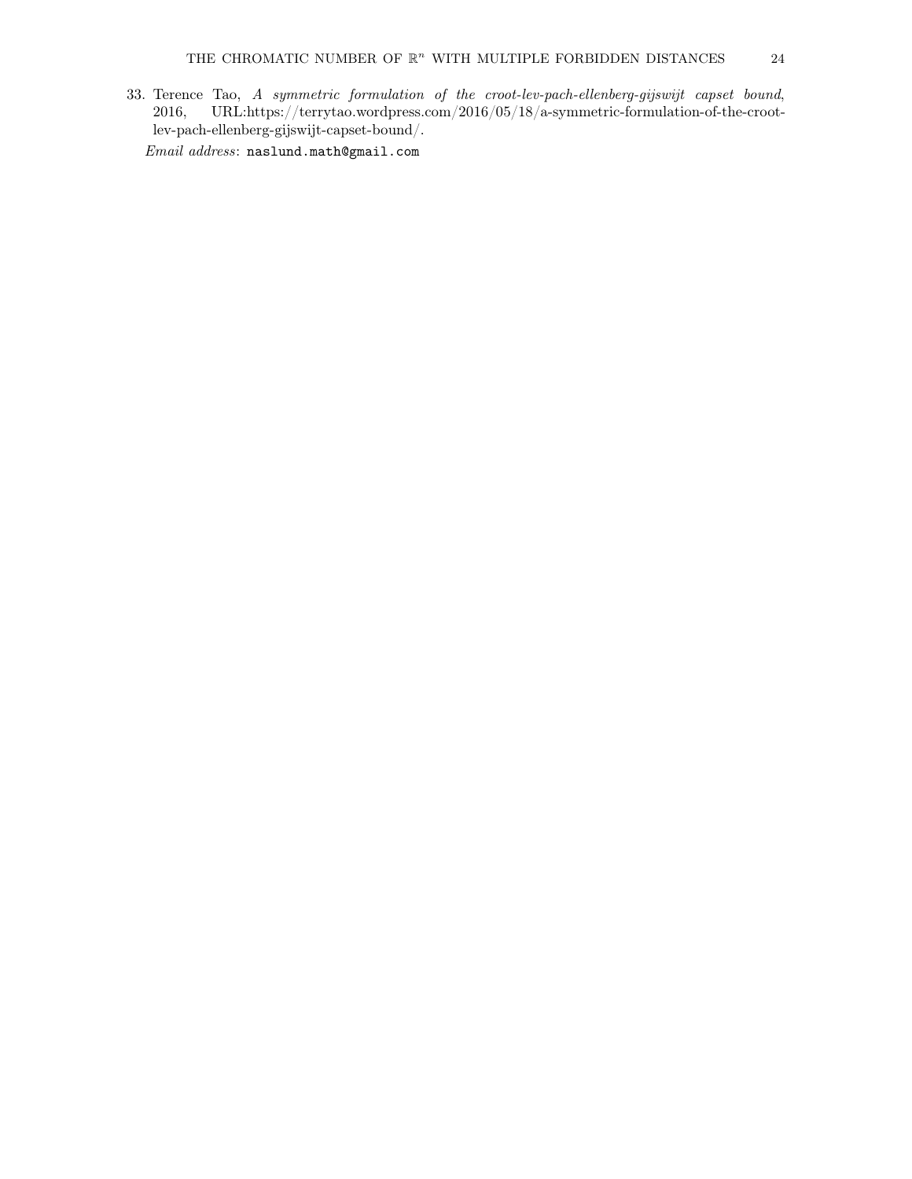33. Terence Tao, *A symmetric formulation of the croot-lev-pach-ellenberg-gijswijt capset bound*, 2016, URL:https://terrytao.wordpress.com/2016/05/18/a-symmetric-formulation-of-the-croot-lev-pach-ellenberg-gijswijt-capset-bound/.

*Email address*: `naslund.math@gmail.com`